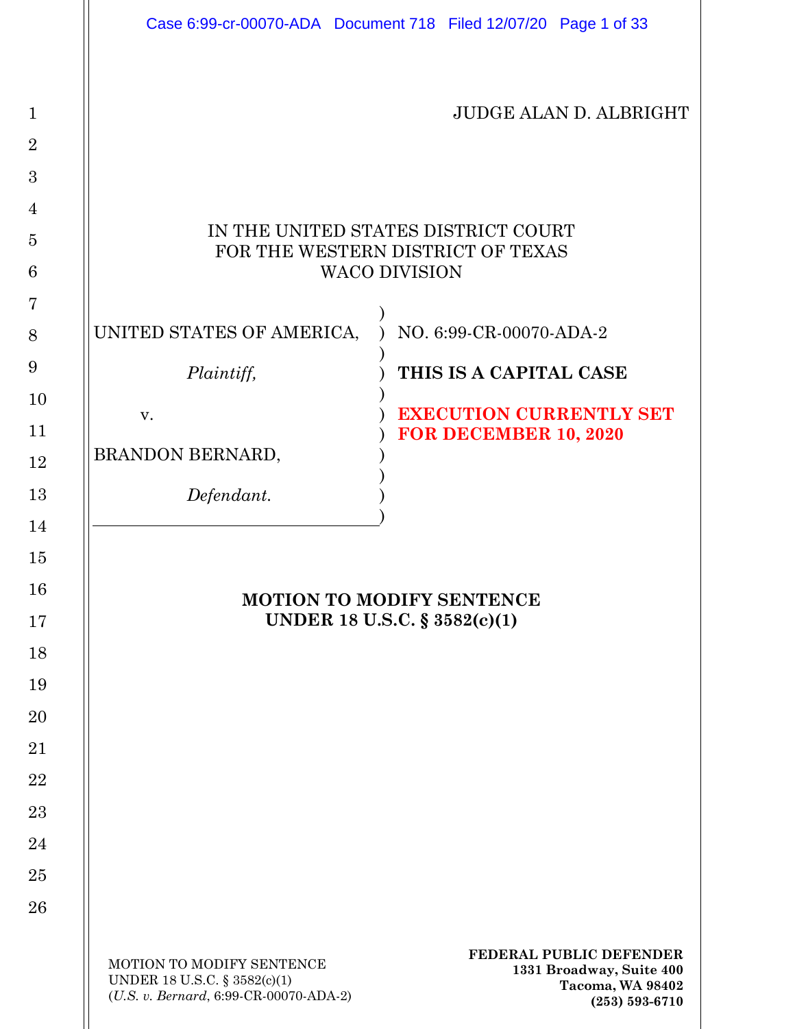JUDGE ALAN D. ALBRIGHT

IN THE UNITED STATES DISTRICT COURT
FOR THE WESTERN DISTRICT OF TEXAS
WACO DIVISION

| | |
|---|---|
| UNITED STATES OF AMERICA, | NO. 6:99-CR-00070-ADA-2 |
| *Plaintiff,* | **THIS IS A CAPITAL CASE** |
| v. | **EXECUTION CURRENTLY SET FOR DECEMBER 10, 2020** |
| BRANDON BERNARD, | |
| *Defendant.* | |

**MOTION TO MODIFY SENTENCE**
**UNDER 18 U.S.C. § 3582(c)(1)**

MOTION TO MODIFY SENTENCE
UNDER 18 U.S.C. § 3582(c)(1)
(*U.S. v. Bernard*, 6:99-CR-00070-ADA-2)

**FEDERAL PUBLIC DEFENDER**
**1331 Broadway, Suite 400**
**Tacoma, WA 98402**
**(253) 593-6710**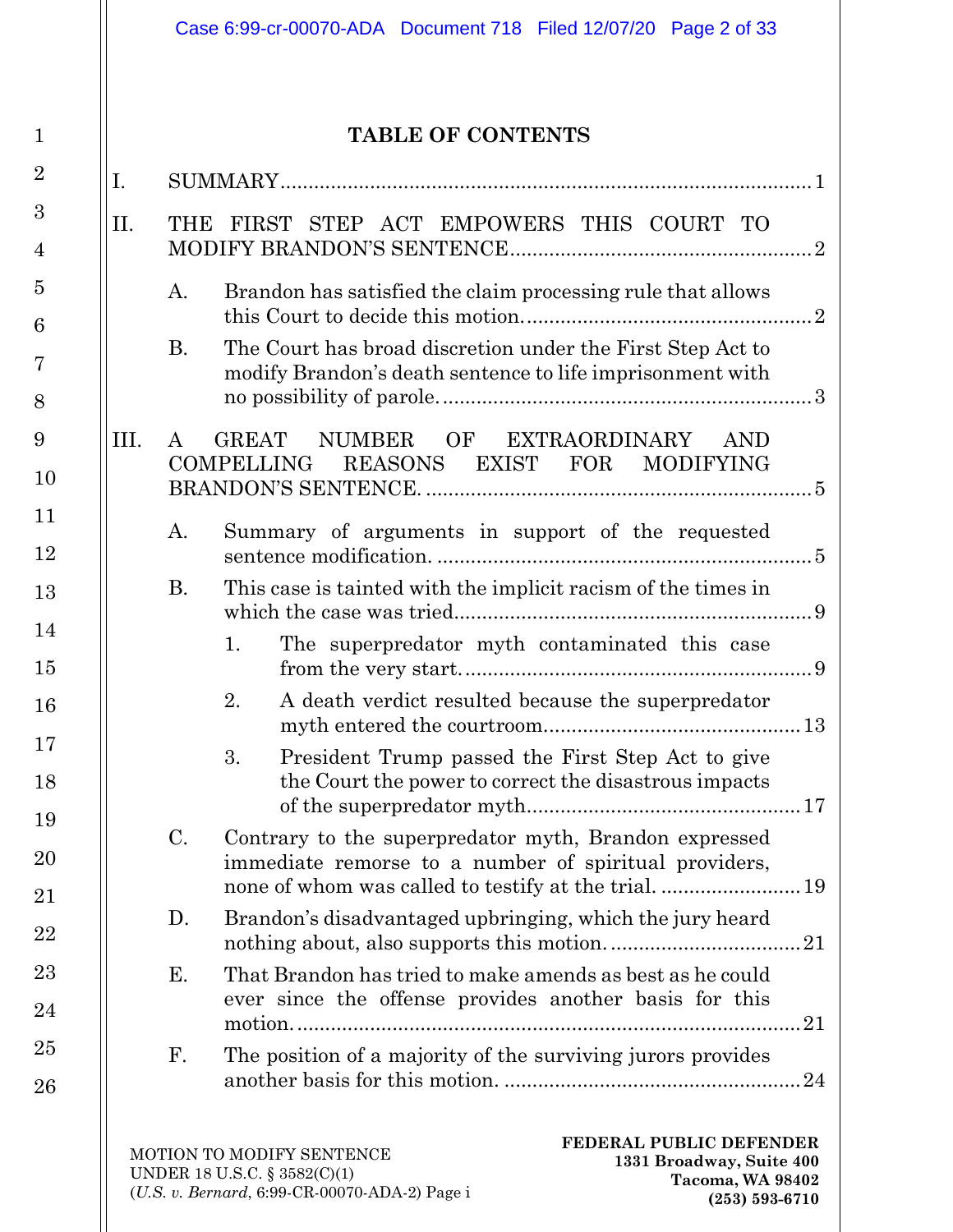# TABLE OF CONTENTS

I. SUMMARY ..... 1

II. THE FIRST STEP ACT EMPOWERS THIS COURT TO MODIFY BRANDON'S SENTENCE ..... 2

- A. Brandon has satisfied the claim processing rule that allows this Court to decide this motion. ..... 2
- B. The Court has broad discretion under the First Step Act to modify Brandon's death sentence to life imprisonment with no possibility of parole. ..... 3

III. A GREAT NUMBER OF EXTRAORDINARY AND COMPELLING REASONS EXIST FOR MODIFYING BRANDON'S SENTENCE. ..... 5

- A. Summary of arguments in support of the requested sentence modification. ..... 5
- B. This case is tainted with the implicit racism of the times in which the case was tried ..... 9
  - 1. The superpredator myth contaminated this case from the very start. ..... 9
  - 2. A death verdict resulted because the superpredator myth entered the courtroom ..... 13
  - 3. President Trump passed the First Step Act to give the Court the power to correct the disastrous impacts of the superpredator myth ..... 17
- C. Contrary to the superpredator myth, Brandon expressed immediate remorse to a number of spiritual providers, none of whom was called to testify at the trial. ..... 19
- D. Brandon's disadvantaged upbringing, which the jury heard nothing about, also supports this motion. ..... 21
- E. That Brandon has tried to make amends as best as he could ever since the offense provides another basis for this motion. ..... 21
- F. The position of a majority of the surviving jurors provides another basis for this motion. ..... 24

MOTION TO MODIFY SENTENCE UNDER 18 U.S.C. § 3582(C)(1)
(*U.S. v. Bernard*, 6:99-CR-00070-ADA-2) Page i

**FEDERAL PUBLIC DEFENDER**
**1331 Broadway, Suite 400**
**Tacoma, WA 98402**
**(253) 593-6710**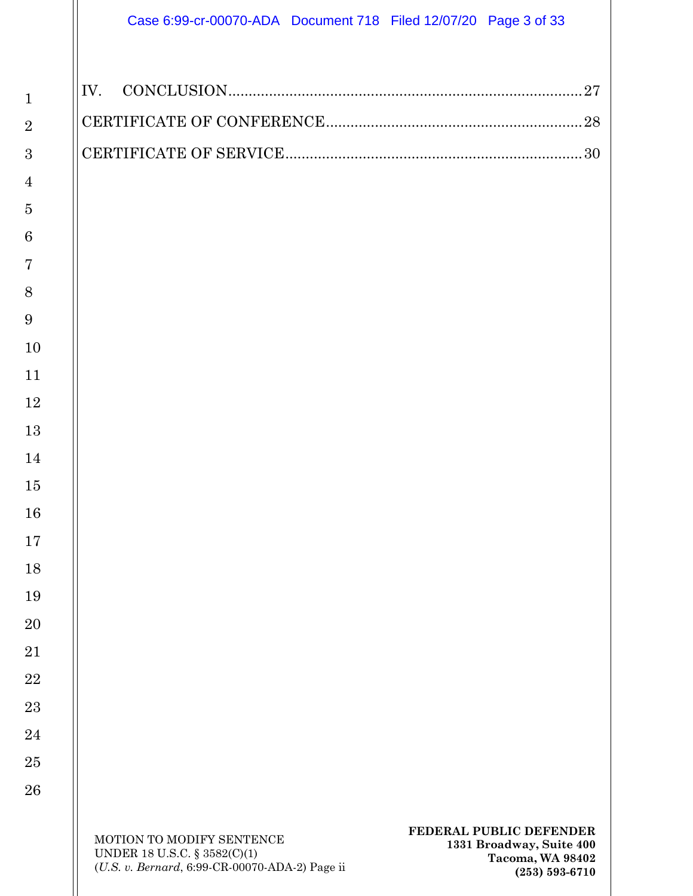IV. CONCLUSION....................................................................................27

CERTIFICATE OF CONFERENCE..............................................................28

CERTIFICATE OF SERVICE........................................................................30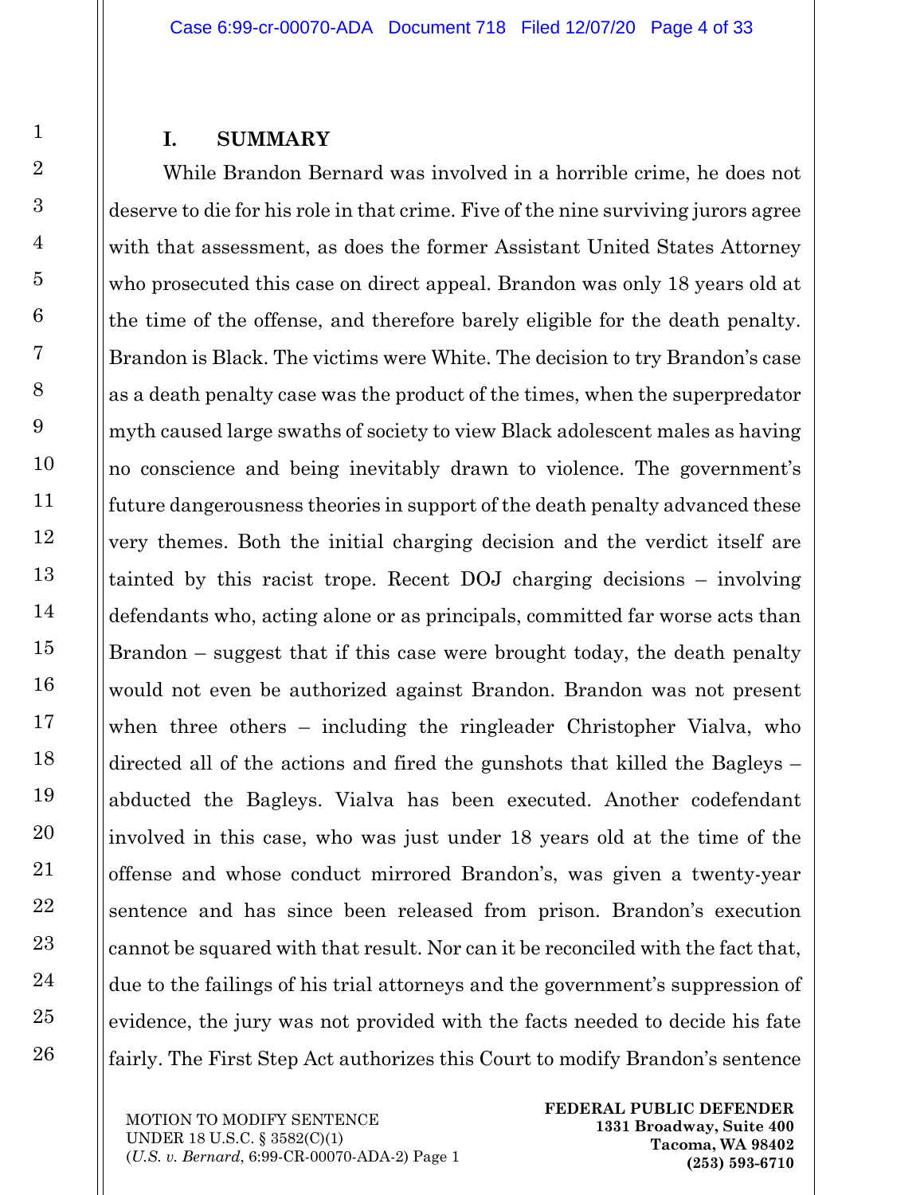## I. SUMMARY

While Brandon Bernard was involved in a horrible crime, he does not deserve to die for his role in that crime. Five of the nine surviving jurors agree with that assessment, as does the former Assistant United States Attorney who prosecuted this case on direct appeal. Brandon was only 18 years old at the time of the offense, and therefore barely eligible for the death penalty. Brandon is Black. The victims were White. The decision to try Brandon's case as a death penalty case was the product of the times, when the superpredator myth caused large swaths of society to view Black adolescent males as having no conscience and being inevitably drawn to violence. The government's future dangerousness theories in support of the death penalty advanced these very themes. Both the initial charging decision and the verdict itself are tainted by this racist trope. Recent DOJ charging decisions – involving defendants who, acting alone or as principals, committed far worse acts than Brandon – suggest that if this case were brought today, the death penalty would not even be authorized against Brandon. Brandon was not present when three others – including the ringleader Christopher Vialva, who directed all of the actions and fired the gunshots that killed the Bagleys – abducted the Bagleys. Vialva has been executed. Another codefendant involved in this case, who was just under 18 years old at the time of the offense and whose conduct mirrored Brandon's, was given a twenty-year sentence and has since been released from prison. Brandon's execution cannot be squared with that result. Nor can it be reconciled with the fact that, due to the failings of his trial attorneys and the government's suppression of evidence, the jury was not provided with the facts needed to decide his fate fairly. The First Step Act authorizes this Court to modify Brandon's sentence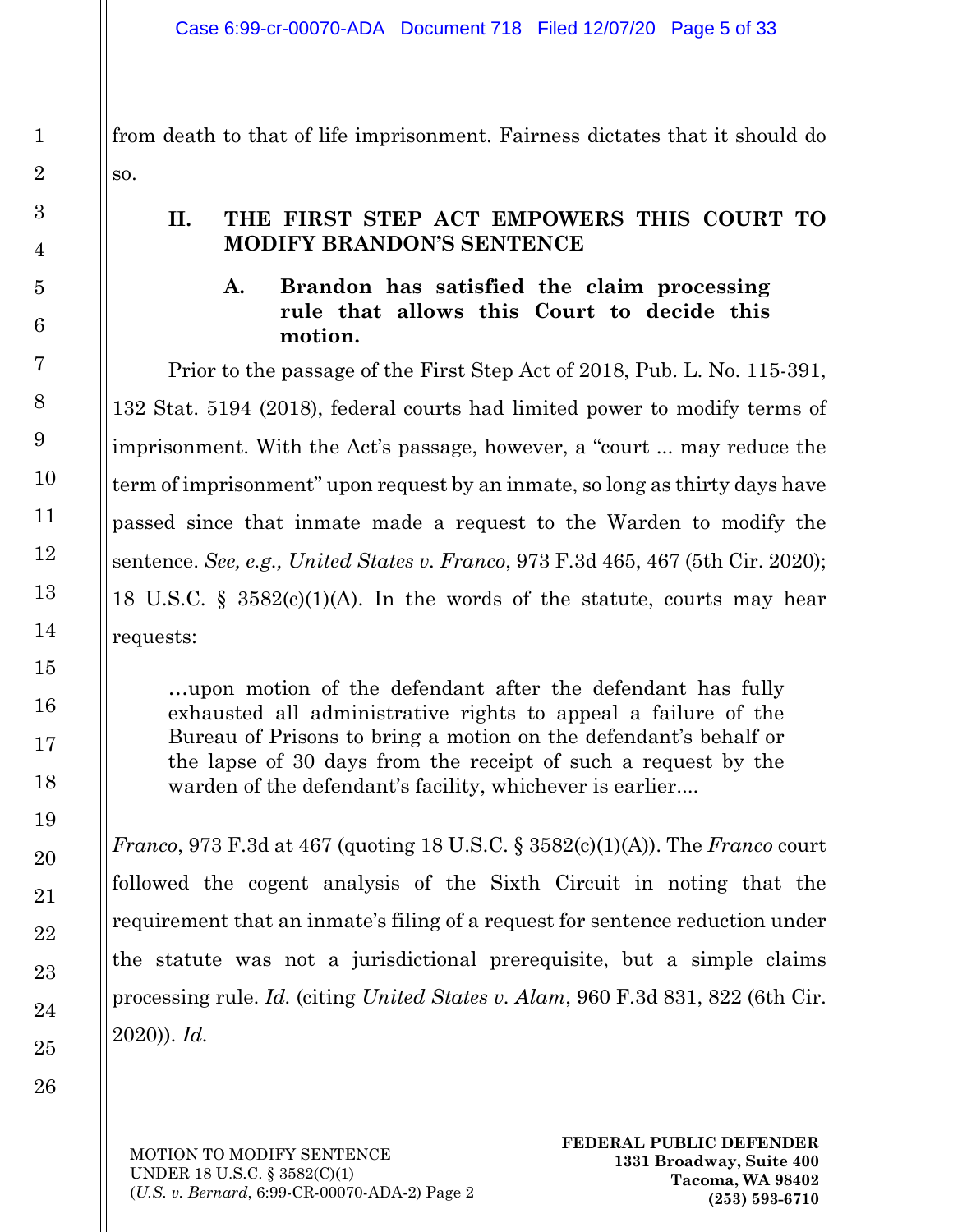from death to that of life imprisonment. Fairness dictates that it should do so.

## II. THE FIRST STEP ACT EMPOWERS THIS COURT TO MODIFY BRANDON'S SENTENCE

### A. Brandon has satisfied the claim processing rule that allows this Court to decide this motion.

Prior to the passage of the First Step Act of 2018, Pub. L. No. 115-391, 132 Stat. 5194 (2018), federal courts had limited power to modify terms of imprisonment. With the Act's passage, however, a "court ... may reduce the term of imprisonment" upon request by an inmate, so long as thirty days have passed since that inmate made a request to the Warden to modify the sentence. *See, e.g., United States v. Franco*, 973 F.3d 465, 467 (5th Cir. 2020); 18 U.S.C. § 3582(c)(1)(A). In the words of the statute, courts may hear requests:

> …upon motion of the defendant after the defendant has fully exhausted all administrative rights to appeal a failure of the Bureau of Prisons to bring a motion on the defendant's behalf or the lapse of 30 days from the receipt of such a request by the warden of the defendant's facility, whichever is earlier....

*Franco*, 973 F.3d at 467 (quoting 18 U.S.C. § 3582(c)(1)(A)). The *Franco* court followed the cogent analysis of the Sixth Circuit in noting that the requirement that an inmate's filing of a request for sentence reduction under the statute was not a jurisdictional prerequisite, but a simple claims processing rule. *Id.* (citing *United States v. Alam*, 960 F.3d 831, 822 (6th Cir. 2020)). *Id.*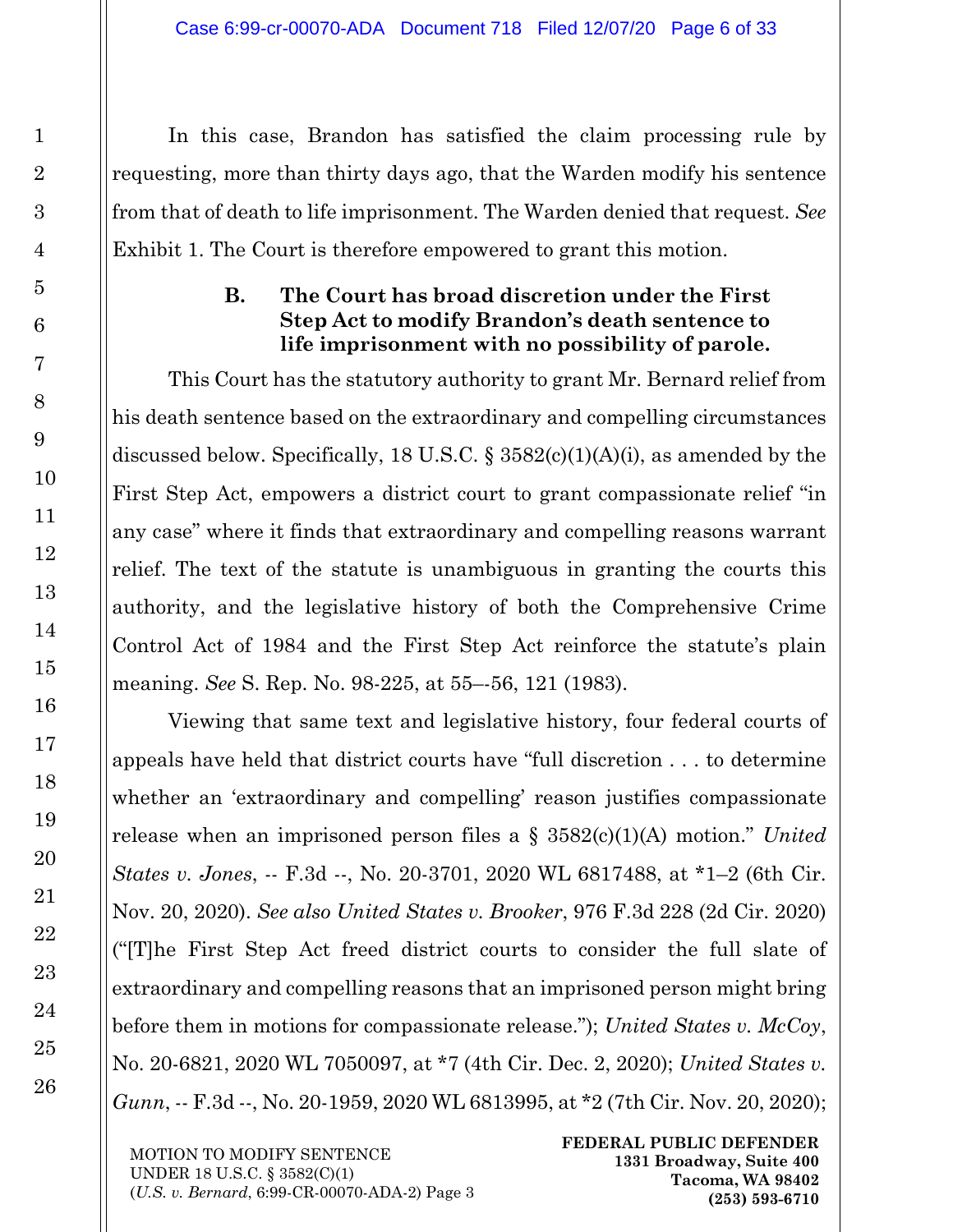In this case, Brandon has satisfied the claim processing rule by requesting, more than thirty days ago, that the Warden modify his sentence from that of death to life imprisonment. The Warden denied that request. *See* Exhibit 1. The Court is therefore empowered to grant this motion.

### B. The Court has broad discretion under the First Step Act to modify Brandon's death sentence to life imprisonment with no possibility of parole.

This Court has the statutory authority to grant Mr. Bernard relief from his death sentence based on the extraordinary and compelling circumstances discussed below. Specifically, 18 U.S.C. § 3582(c)(1)(A)(i), as amended by the First Step Act, empowers a district court to grant compassionate relief "in any case" where it finds that extraordinary and compelling reasons warrant relief. The text of the statute is unambiguous in granting the courts this authority, and the legislative history of both the Comprehensive Crime Control Act of 1984 and the First Step Act reinforce the statute's plain meaning. *See* S. Rep. No. 98-225, at 55–-56, 121 (1983).

Viewing that same text and legislative history, four federal courts of appeals have held that district courts have "full discretion . . . to determine whether an 'extraordinary and compelling' reason justifies compassionate release when an imprisoned person files a § 3582(c)(1)(A) motion." *United States v. Jones*, -- F.3d --, No. 20-3701, 2020 WL 6817488, at *1–2 (6th Cir. Nov. 20, 2020). *See also United States v. Brooker*, 976 F.3d 228 (2d Cir. 2020) ("[T]he First Step Act freed district courts to consider the full slate of extraordinary and compelling reasons that an imprisoned person might bring before them in motions for compassionate release."); *United States v. McCoy*, No. 20-6821, 2020 WL 7050097, at *7 (4th Cir. Dec. 2, 2020); *United States v. Gunn*, -- F.3d --, No. 20-1959, 2020 WL 6813995, at *2 (7th Cir. Nov. 20, 2020);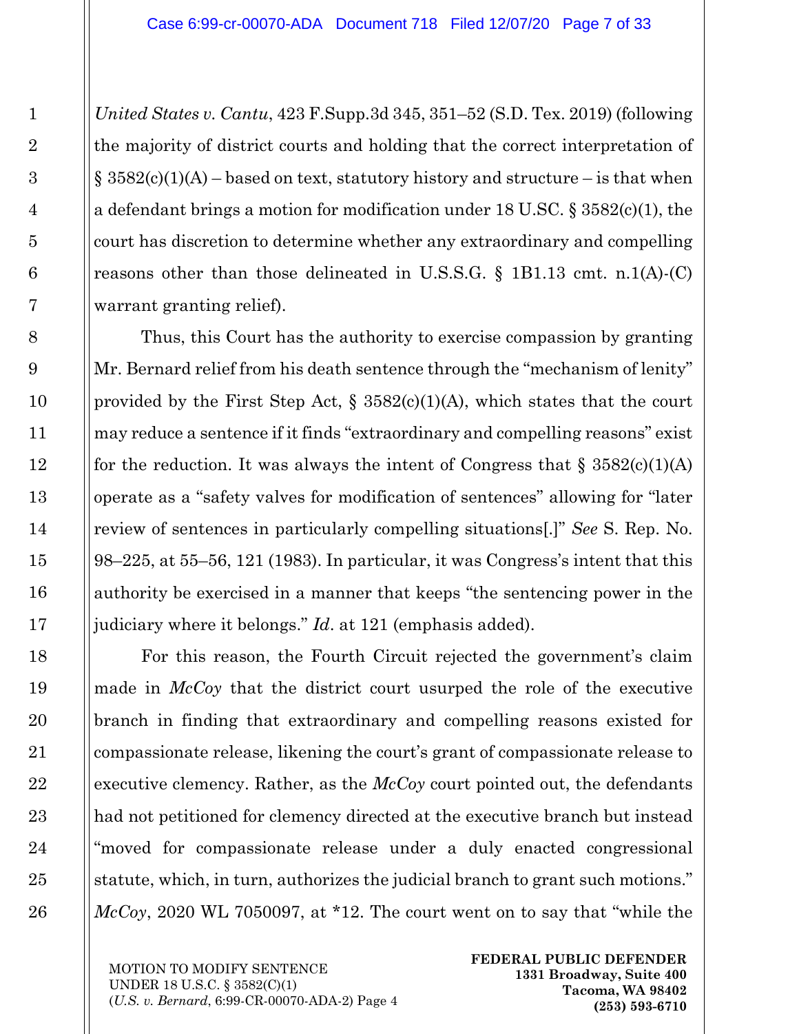*United States v. Cantu*, 423 F.Supp.3d 345, 351–52 (S.D. Tex. 2019) (following the majority of district courts and holding that the correct interpretation of § 3582(c)(1)(A) – based on text, statutory history and structure – is that when a defendant brings a motion for modification under 18 U.SC. § 3582(c)(1), the court has discretion to determine whether any extraordinary and compelling reasons other than those delineated in U.S.S.G. § 1B1.13 cmt. n.1(A)-(C) warrant granting relief).

Thus, this Court has the authority to exercise compassion by granting Mr. Bernard relief from his death sentence through the "mechanism of lenity" provided by the First Step Act, § 3582(c)(1)(A), which states that the court may reduce a sentence if it finds "extraordinary and compelling reasons" exist for the reduction. It was always the intent of Congress that § 3582(c)(1)(A) operate as a "safety valves for modification of sentences" allowing for "later review of sentences in particularly compelling situations[.]" *See* S. Rep. No. 98–225, at 55–56, 121 (1983). In particular, it was Congress's intent that this authority be exercised in a manner that keeps "the sentencing power in the judiciary where it belongs." *Id*. at 121 (emphasis added).

For this reason, the Fourth Circuit rejected the government's claim made in *McCoy* that the district court usurped the role of the executive branch in finding that extraordinary and compelling reasons existed for compassionate release, likening the court's grant of compassionate release to executive clemency. Rather, as the *McCoy* court pointed out, the defendants had not petitioned for clemency directed at the executive branch but instead "moved for compassionate release under a duly enacted congressional statute, which, in turn, authorizes the judicial branch to grant such motions." *McCoy*, 2020 WL 7050097, at *12. The court went on to say that "while the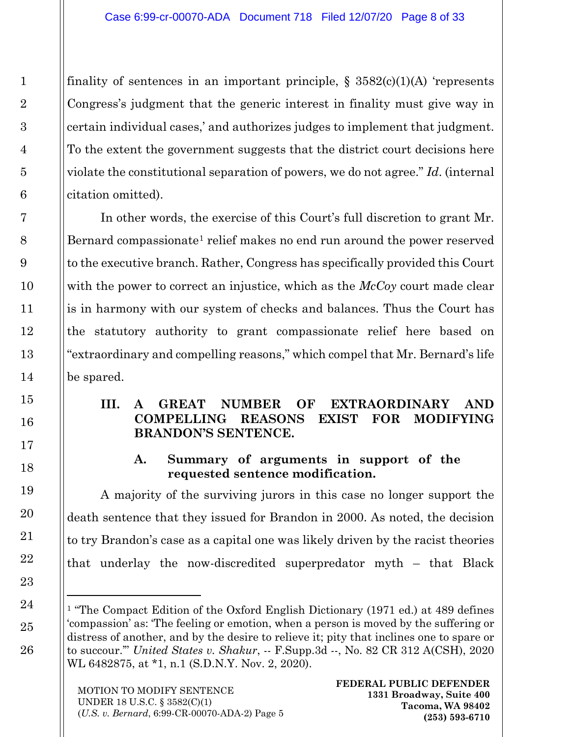finality of sentences in an important principle, § 3582(c)(1)(A) 'represents Congress's judgment that the generic interest in finality must give way in certain individual cases,' and authorizes judges to implement that judgment. To the extent the government suggests that the district court decisions here violate the constitutional separation of powers, we do not agree." *Id.* (internal citation omitted).

In other words, the exercise of this Court's full discretion to grant Mr. Bernard compassionate[1] relief makes no end run around the power reserved to the executive branch. Rather, Congress has specifically provided this Court with the power to correct an injustice, which as the *McCoy* court made clear is in harmony with our system of checks and balances. Thus the Court has the statutory authority to grant compassionate relief here based on "extraordinary and compelling reasons," which compel that Mr. Bernard's life be spared.

## III. A GREAT NUMBER OF EXTRAORDINARY AND COMPELLING REASONS EXIST FOR MODIFYING BRANDON'S SENTENCE.

### A. Summary of arguments in support of the requested sentence modification.

A majority of the surviving jurors in this case no longer support the death sentence that they issued for Brandon in 2000. As noted, the decision to try Brandon's case as a capital one was likely driven by the racist theories that underlay the now-discredited superpredator myth – that Black

[1] "The Compact Edition of the Oxford English Dictionary (1971 ed.) at 489 defines 'compassion' as: 'The feeling or emotion, when a person is moved by the suffering or distress of another, and by the desire to relieve it; pity that inclines one to spare or to succour.'" *United States v. Shakur*, -- F.Supp.3d --, No. 82 CR 312 A(CSH), 2020 WL 6482875, at *1, n.1 (S.D.N.Y. Nov. 2, 2020).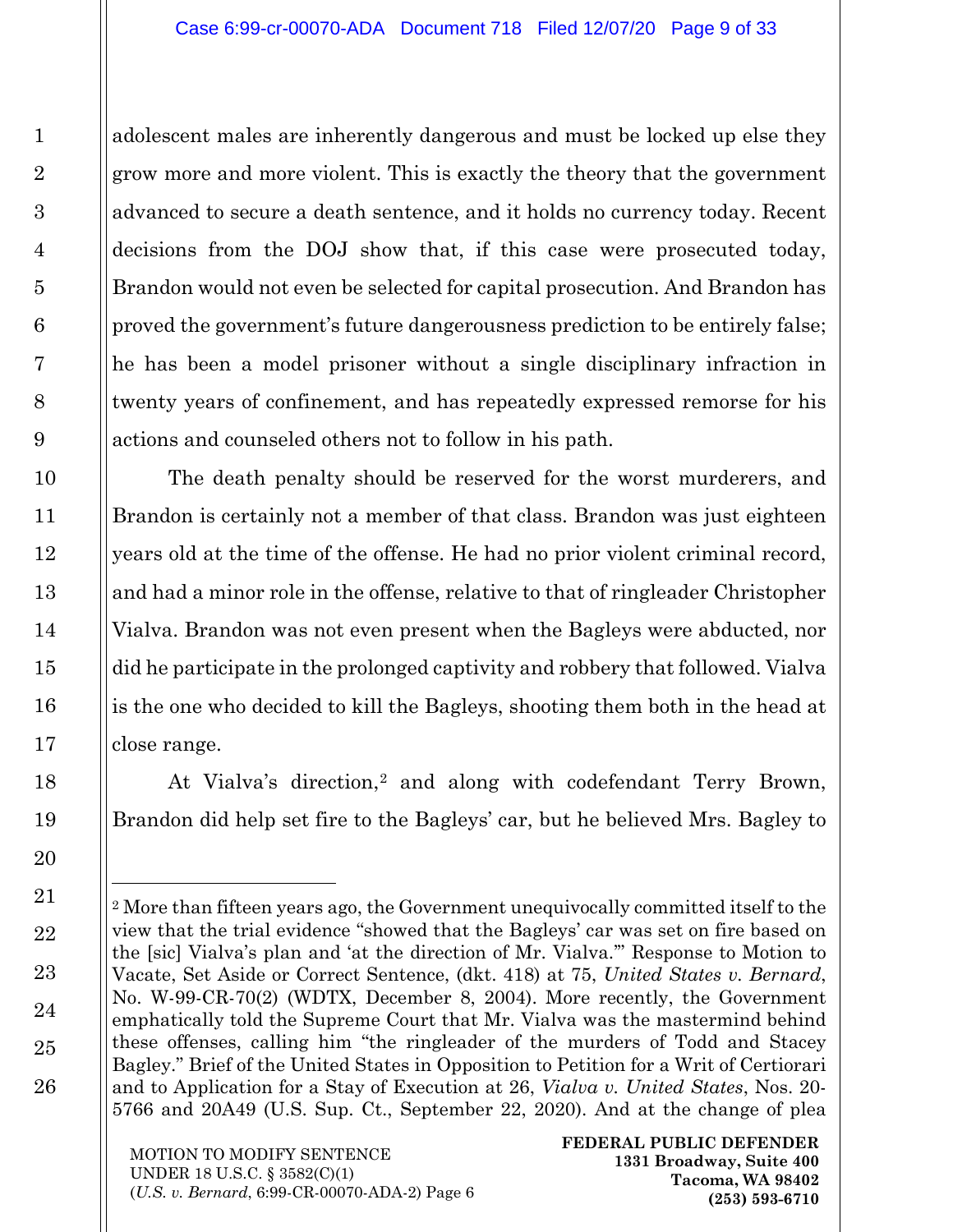adolescent males are inherently dangerous and must be locked up else they grow more and more violent. This is exactly the theory that the government advanced to secure a death sentence, and it holds no currency today. Recent decisions from the DOJ show that, if this case were prosecuted today, Brandon would not even be selected for capital prosecution. And Brandon has proved the government's future dangerousness prediction to be entirely false; he has been a model prisoner without a single disciplinary infraction in twenty years of confinement, and has repeatedly expressed remorse for his actions and counseled others not to follow in his path.

The death penalty should be reserved for the worst murderers, and Brandon is certainly not a member of that class. Brandon was just eighteen years old at the time of the offense. He had no prior violent criminal record, and had a minor role in the offense, relative to that of ringleader Christopher Vialva. Brandon was not even present when the Bagleys were abducted, nor did he participate in the prolonged captivity and robbery that followed. Vialva is the one who decided to kill the Bagleys, shooting them both in the head at close range.

At Vialva's direction,[2] and along with codefendant Terry Brown, Brandon did help set fire to the Bagleys' car, but he believed Mrs. Bagley to

---

[2] More than fifteen years ago, the Government unequivocally committed itself to the view that the trial evidence "showed that the Bagleys' car was set on fire based on the [sic] Vialva's plan and 'at the direction of Mr. Vialva.'" Response to Motion to Vacate, Set Aside or Correct Sentence, (dkt. 418) at 75, *United States v. Bernard*, No. W-99-CR-70(2) (WDTX, December 8, 2004). More recently, the Government emphatically told the Supreme Court that Mr. Vialva was the mastermind behind these offenses, calling him "the ringleader of the murders of Todd and Stacey Bagley." Brief of the United States in Opposition to Petition for a Writ of Certiorari and to Application for a Stay of Execution at 26, *Vialva v. United States*, Nos. 20-5766 and 20A49 (U.S. Sup. Ct., September 22, 2020). And at the change of plea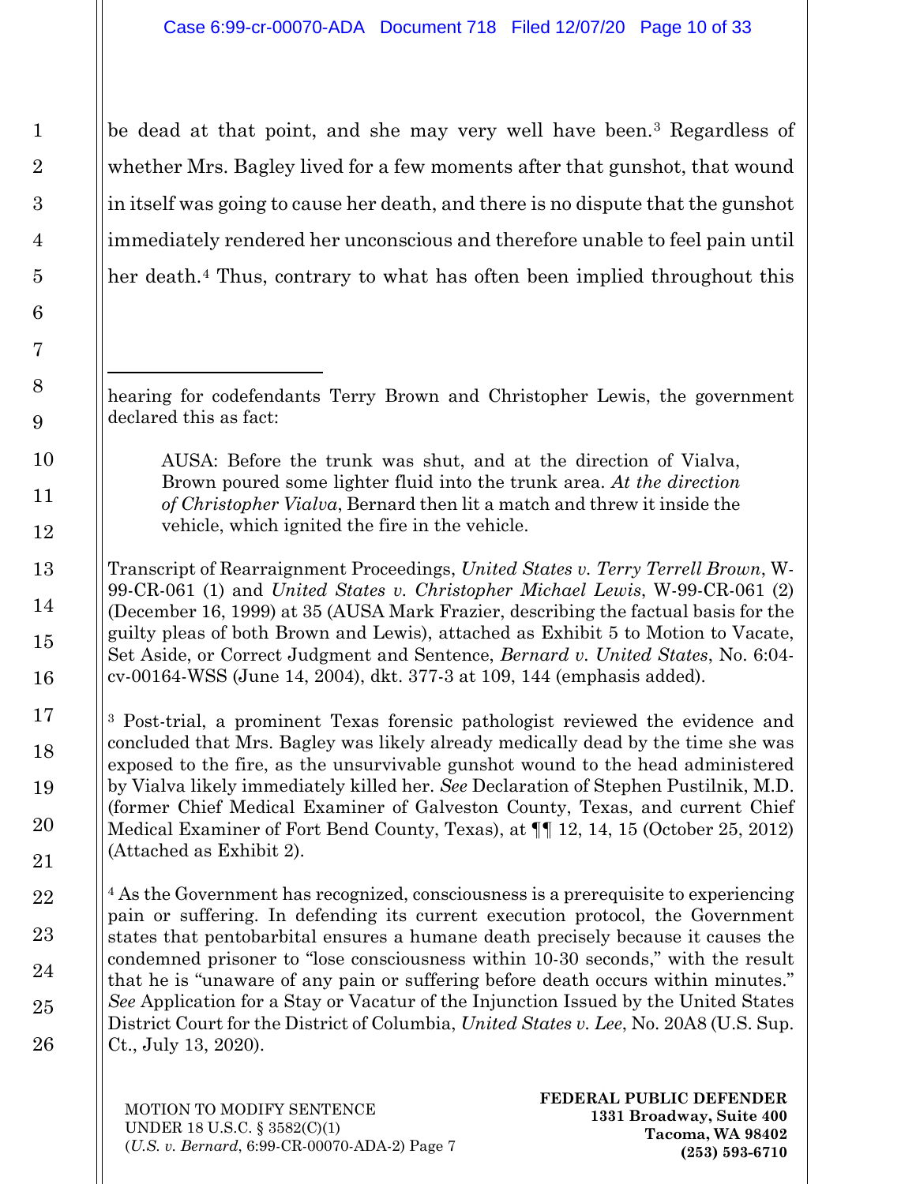be dead at that point, and she may very well have been.[3] Regardless of whether Mrs. Bagley lived for a few moments after that gunshot, that wound in itself was going to cause her death, and there is no dispute that the gunshot immediately rendered her unconscious and therefore unable to feel pain until her death.[4] Thus, contrary to what has often been implied throughout this

---

hearing for codefendants Terry Brown and Christopher Lewis, the government declared this as fact:

> AUSA: Before the trunk was shut, and at the direction of Vialva, Brown poured some lighter fluid into the trunk area. *At the direction of Christopher Vialva*, Bernard then lit a match and threw it inside the vehicle, which ignited the fire in the vehicle.

Transcript of Rearraignment Proceedings, *United States v. Terry Terrell Brown*, W-99-CR-061 (1) and *United States v. Christopher Michael Lewis*, W-99-CR-061 (2) (December 16, 1999) at 35 (AUSA Mark Frazier, describing the factual basis for the guilty pleas of both Brown and Lewis), attached as Exhibit 5 to Motion to Vacate, Set Aside, or Correct Judgment and Sentence, *Bernard v. United States*, No. 6:04-cv-00164-WSS (June 14, 2004), dkt. 377-3 at 109, 144 (emphasis added).

[3] Post-trial, a prominent Texas forensic pathologist reviewed the evidence and concluded that Mrs. Bagley was likely already medically dead by the time she was exposed to the fire, as the unsurvivable gunshot wound to the head administered by Vialva likely immediately killed her. *See* Declaration of Stephen Pustilnik, M.D. (former Chief Medical Examiner of Galveston County, Texas, and current Chief Medical Examiner of Fort Bend County, Texas), at ¶¶ 12, 14, 15 (October 25, 2012) (Attached as Exhibit 2).

[4] As the Government has recognized, consciousness is a prerequisite to experiencing pain or suffering. In defending its current execution protocol, the Government states that pentobarbital ensures a humane death precisely because it causes the condemned prisoner to "lose consciousness within 10-30 seconds," with the result that he is "unaware of any pain or suffering before death occurs within minutes." *See* Application for a Stay or Vacatur of the Injunction Issued by the United States District Court for the District of Columbia, *United States v. Lee*, No. 20A8 (U.S. Sup. Ct., July 13, 2020).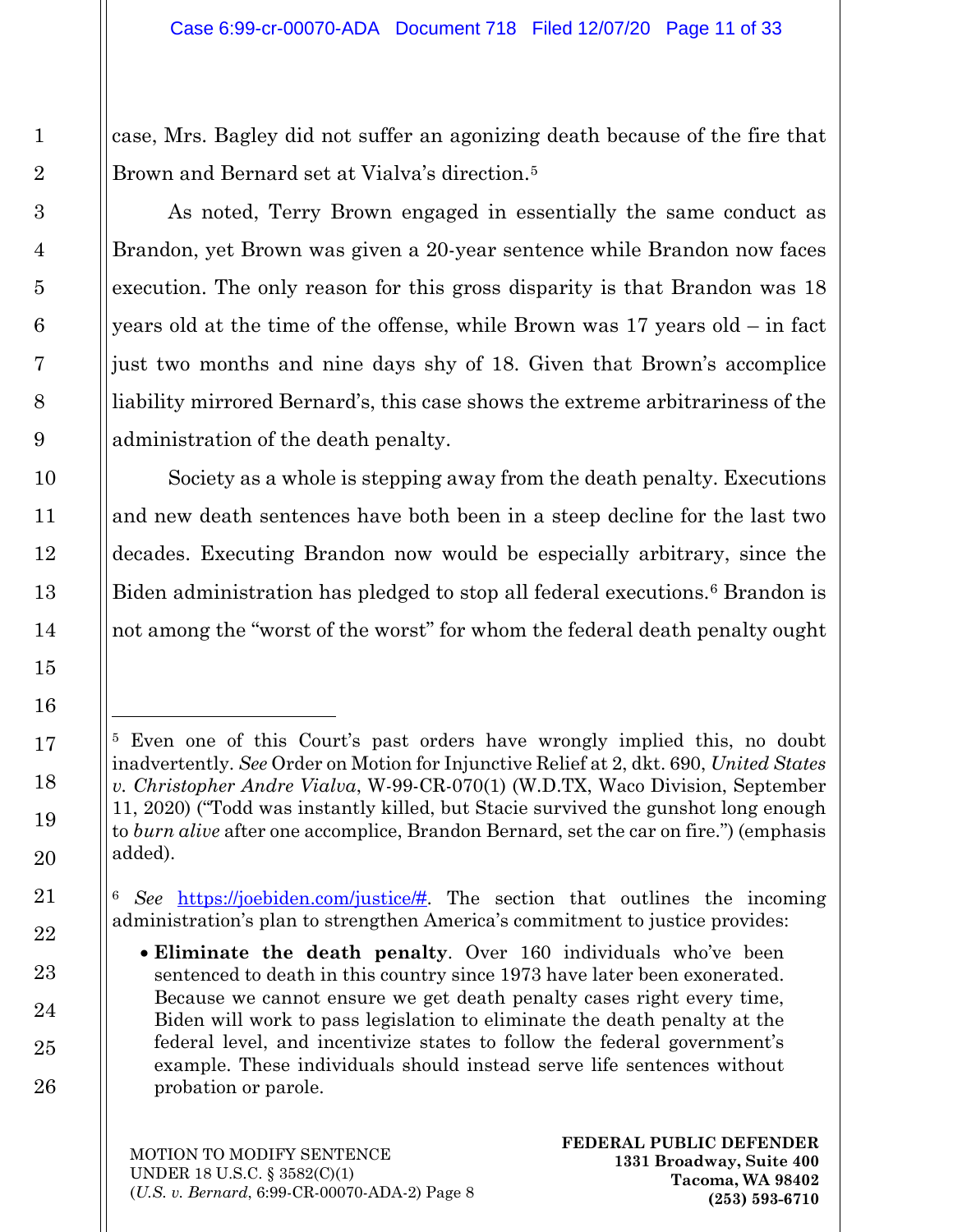case, Mrs. Bagley did not suffer an agonizing death because of the fire that Brown and Bernard set at Vialva's direction.[5]

As noted, Terry Brown engaged in essentially the same conduct as Brandon, yet Brown was given a 20-year sentence while Brandon now faces execution. The only reason for this gross disparity is that Brandon was 18 years old at the time of the offense, while Brown was 17 years old – in fact just two months and nine days shy of 18. Given that Brown's accomplice liability mirrored Bernard's, this case shows the extreme arbitrariness of the administration of the death penalty.

Society as a whole is stepping away from the death penalty. Executions and new death sentences have both been in a steep decline for the last two decades. Executing Brandon now would be especially arbitrary, since the Biden administration has pledged to stop all federal executions.[6] Brandon is not among the "worst of the worst" for whom the federal death penalty ought

---

[5] Even one of this Court's past orders have wrongly implied this, no doubt inadvertently. *See* Order on Motion for Injunctive Relief at 2, dkt. 690, *United States v. Christopher Andre Vialva*, W-99-CR-070(1) (W.D.TX, Waco Division, September 11, 2020) ("Todd was instantly killed, but Stacie survived the gunshot long enough to *burn alive* after one accomplice, Brandon Bernard, set the car on fire.") (emphasis added).

[6] *See* https://joebiden.com/justice/#. The section that outlines the incoming administration's plan to strengthen America's commitment to justice provides:

- **Eliminate the death penalty**. Over 160 individuals who've been sentenced to death in this country since 1973 have later been exonerated. Because we cannot ensure we get death penalty cases right every time, Biden will work to pass legislation to eliminate the death penalty at the federal level, and incentivize states to follow the federal government's example. These individuals should instead serve life sentences without probation or parole.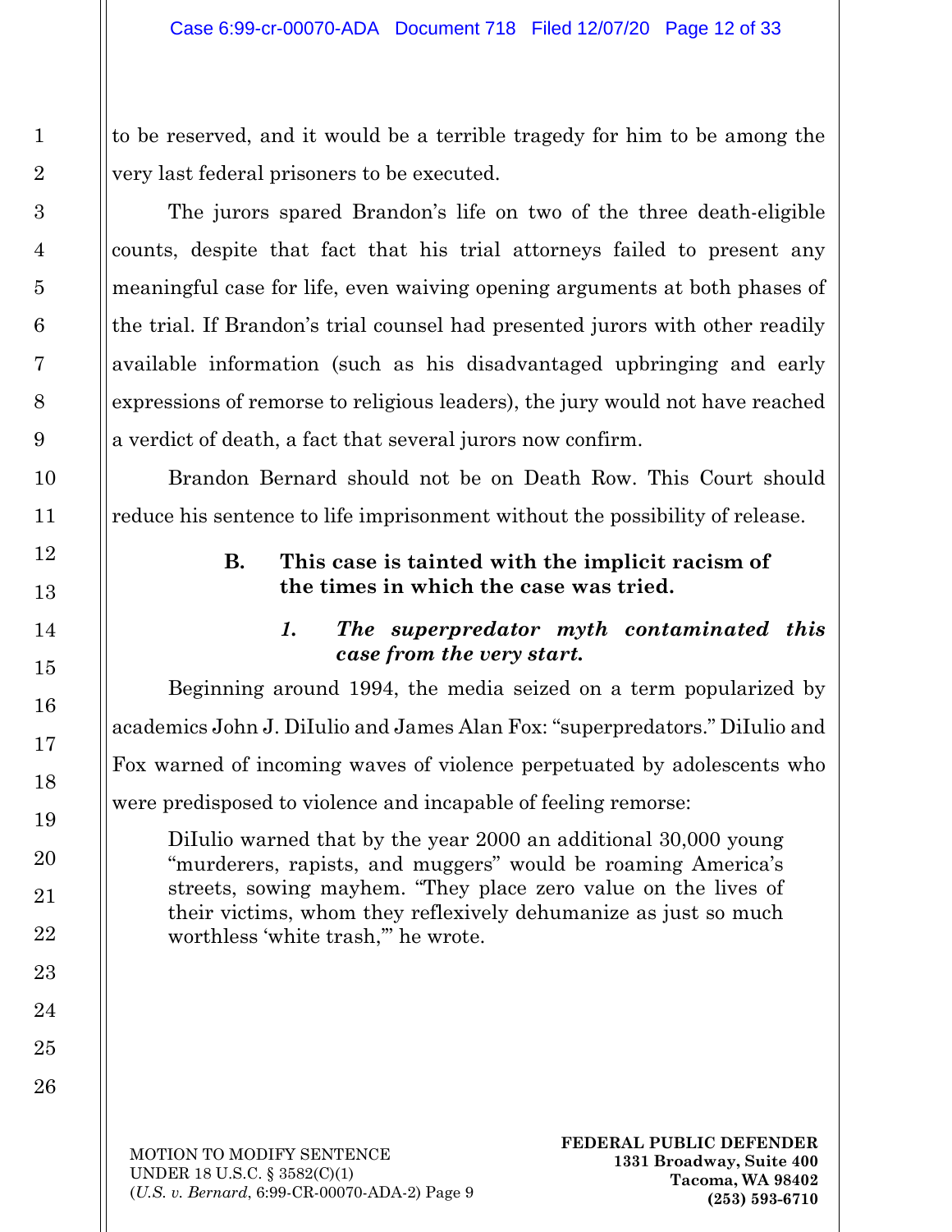to be reserved, and it would be a terrible tragedy for him to be among the very last federal prisoners to be executed.

The jurors spared Brandon's life on two of the three death-eligible counts, despite that fact that his trial attorneys failed to present any meaningful case for life, even waiving opening arguments at both phases of the trial. If Brandon's trial counsel had presented jurors with other readily available information (such as his disadvantaged upbringing and early expressions of remorse to religious leaders), the jury would not have reached a verdict of death, a fact that several jurors now confirm.

Brandon Bernard should not be on Death Row. This Court should reduce his sentence to life imprisonment without the possibility of release.

### B. This case is tainted with the implicit racism of the times in which the case was tried.

#### *1. The superpredator myth contaminated this case from the very start.*

Beginning around 1994, the media seized on a term popularized by academics John J. DiIulio and James Alan Fox: "superpredators." DiIulio and Fox warned of incoming waves of violence perpetuated by adolescents who were predisposed to violence and incapable of feeling remorse:

> DiIulio warned that by the year 2000 an additional 30,000 young "murderers, rapists, and muggers" would be roaming America's streets, sowing mayhem. "They place zero value on the lives of their victims, whom they reflexively dehumanize as just so much worthless 'white trash,'" he wrote.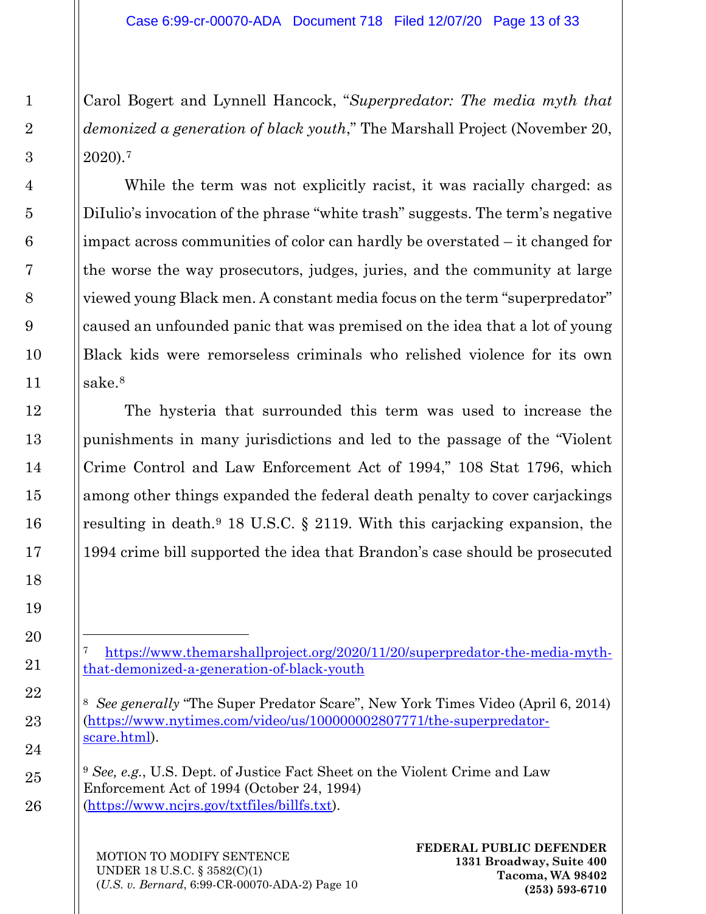Carol Bogert and Lynnell Hancock, "*Superpredator: The media myth that demonized a generation of black youth*," The Marshall Project (November 20, 2020).[7]

While the term was not explicitly racist, it was racially charged: as DiIulio's invocation of the phrase "white trash" suggests. The term's negative impact across communities of color can hardly be overstated – it changed for the worse the way prosecutors, judges, juries, and the community at large viewed young Black men. A constant media focus on the term "superpredator" caused an unfounded panic that was premised on the idea that a lot of young Black kids were remorseless criminals who relished violence for its own sake.[8]

The hysteria that surrounded this term was used to increase the punishments in many jurisdictions and led to the passage of the "Violent Crime Control and Law Enforcement Act of 1994," 108 Stat 1796, which among other things expanded the federal death penalty to cover carjackings resulting in death.[9] 18 U.S.C. § 2119. With this carjacking expansion, the 1994 crime bill supported the idea that Brandon's case should be prosecuted

---

[7] https://www.themarshallproject.org/2020/11/20/superpredator-the-media-myth-that-demonized-a-generation-of-black-youth

[8] *See generally* "The Super Predator Scare", New York Times Video (April 6, 2014) (https://www.nytimes.com/video/us/100000002807771/the-superpredator-scare.html).

[9] *See, e.g.*, U.S. Dept. of Justice Fact Sheet on the Violent Crime and Law Enforcement Act of 1994 (October 24, 1994) (https://www.ncjrs.gov/txtfiles/billfs.txt).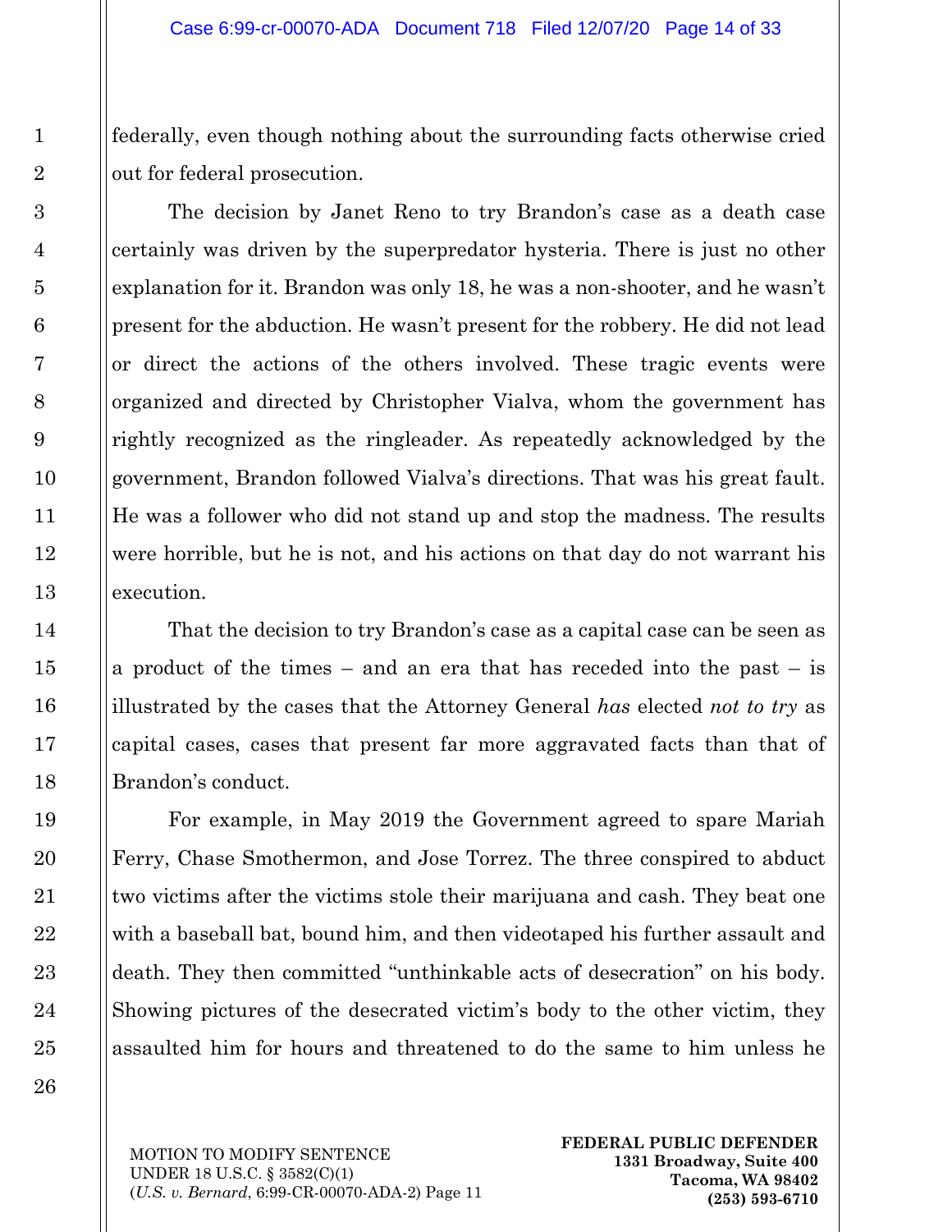federally, even though nothing about the surrounding facts otherwise cried out for federal prosecution.

The decision by Janet Reno to try Brandon's case as a death case certainly was driven by the superpredator hysteria. There is just no other explanation for it. Brandon was only 18, he was a non-shooter, and he wasn't present for the abduction. He wasn't present for the robbery. He did not lead or direct the actions of the others involved. These tragic events were organized and directed by Christopher Vialva, whom the government has rightly recognized as the ringleader. As repeatedly acknowledged by the government, Brandon followed Vialva's directions. That was his great fault. He was a follower who did not stand up and stop the madness. The results were horrible, but he is not, and his actions on that day do not warrant his execution.

That the decision to try Brandon's case as a capital case can be seen as a product of the times – and an era that has receded into the past – is illustrated by the cases that the Attorney General *has* elected *not to try* as capital cases, cases that present far more aggravated facts than that of Brandon's conduct.

For example, in May 2019 the Government agreed to spare Mariah Ferry, Chase Smothermon, and Jose Torrez. The three conspired to abduct two victims after the victims stole their marijuana and cash. They beat one with a baseball bat, bound him, and then videotaped his further assault and death. They then committed "unthinkable acts of desecration" on his body. Showing pictures of the desecrated victim's body to the other victim, they assaulted him for hours and threatened to do the same to him unless he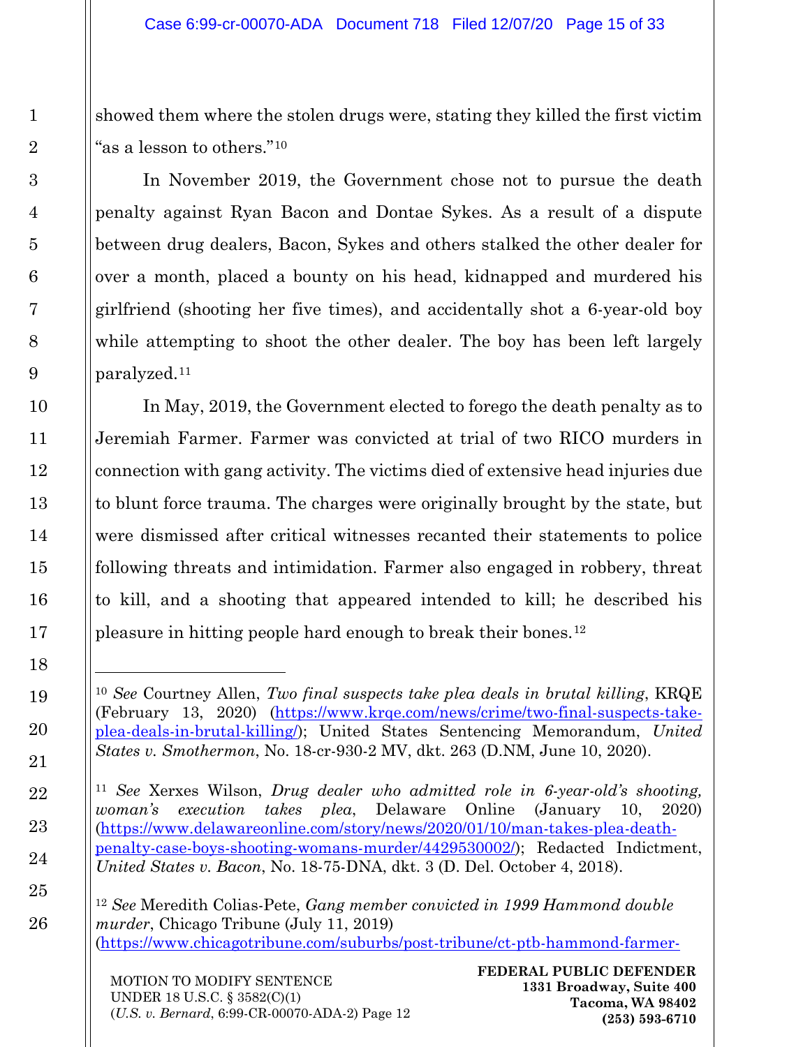showed them where the stolen drugs were, stating they killed the first victim "as a lesson to others."[10]

In November 2019, the Government chose not to pursue the death penalty against Ryan Bacon and Dontae Sykes. As a result of a dispute between drug dealers, Bacon, Sykes and others stalked the other dealer for over a month, placed a bounty on his head, kidnapped and murdered his girlfriend (shooting her five times), and accidentally shot a 6-year-old boy while attempting to shoot the other dealer. The boy has been left largely paralyzed.[11]

In May, 2019, the Government elected to forego the death penalty as to Jeremiah Farmer. Farmer was convicted at trial of two RICO murders in connection with gang activity. The victims died of extensive head injuries due to blunt force trauma. The charges were originally brought by the state, but were dismissed after critical witnesses recanted their statements to police following threats and intimidation. Farmer also engaged in robbery, threat to kill, and a shooting that appeared intended to kill; he described his pleasure in hitting people hard enough to break their bones.[12]

---

[10] *See* Courtney Allen, *Two final suspects take plea deals in brutal killing*, KRQE (February 13, 2020) (https://www.krqe.com/news/crime/two-final-suspects-take-plea-deals-in-brutal-killing/); United States Sentencing Memorandum, *United States v. Smothermon*, No. 18-cr-930-2 MV, dkt. 263 (D.NM, June 10, 2020).

[11] *See* Xerxes Wilson, *Drug dealer who admitted role in 6-year-old's shooting, woman's execution takes plea*, Delaware Online (January 10, 2020) (https://www.delawareonline.com/story/news/2020/01/10/man-takes-plea-death-penalty-case-boys-shooting-womans-murder/4429530002/); Redacted Indictment, *United States v. Bacon*, No. 18-75-DNA, dkt. 3 (D. Del. October 4, 2018).

[12] *See* Meredith Colias-Pete, *Gang member convicted in 1999 Hammond double murder*, Chicago Tribune (July 11, 2019) (https://www.chicagotribune.com/suburbs/post-tribune/ct-ptb-hammond-farmer-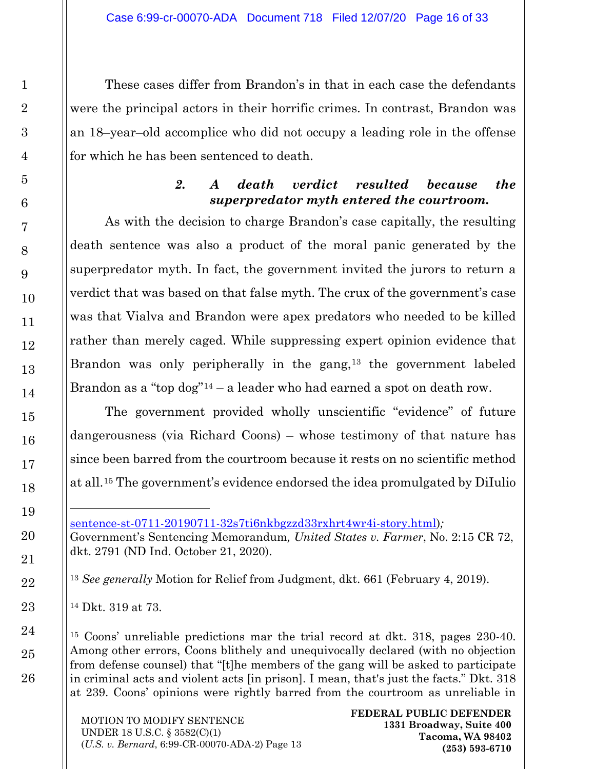These cases differ from Brandon's in that in each case the defendants were the principal actors in their horrific crimes. In contrast, Brandon was an 18–year–old accomplice who did not occupy a leading role in the offense for which he has been sentenced to death.

### *2. A death verdict resulted because the superpredator myth entered the courtroom.*

As with the decision to charge Brandon's case capitally, the resulting death sentence was also a product of the moral panic generated by the superpredator myth. In fact, the government invited the jurors to return a verdict that was based on that false myth. The crux of the government's case was that Vialva and Brandon were apex predators who needed to be killed rather than merely caged. While suppressing expert opinion evidence that Brandon was only peripherally in the gang,[13] the government labeled Brandon as a "top dog"[14] – a leader who had earned a spot on death row.

The government provided wholly unscientific "evidence" of future dangerousness (via Richard Coons) – whose testimony of that nature has since been barred from the courtroom because it rests on no scientific method at all.[15] The government's evidence endorsed the idea promulgated by DiIulio

---

sentence-st-0711-20190711-32s7ti6nkbgzzd33rxhrt4wr4i-story.html); Government's Sentencing Memorandum, *United States v. Farmer*, No. 2:15 CR 72, dkt. 2791 (ND Ind. October 21, 2020).

[13] *See generally* Motion for Relief from Judgment, dkt. 661 (February 4, 2019).

[14] Dkt. 319 at 73.

[15] Coons' unreliable predictions mar the trial record at dkt. 318, pages 230-40. Among other errors, Coons blithely and unequivocally declared (with no objection from defense counsel) that "[t]he members of the gang will be asked to participate in criminal acts and violent acts [in prison]. I mean, that's just the facts." Dkt. 318 at 239. Coons' opinions were rightly barred from the courtroom as unreliable in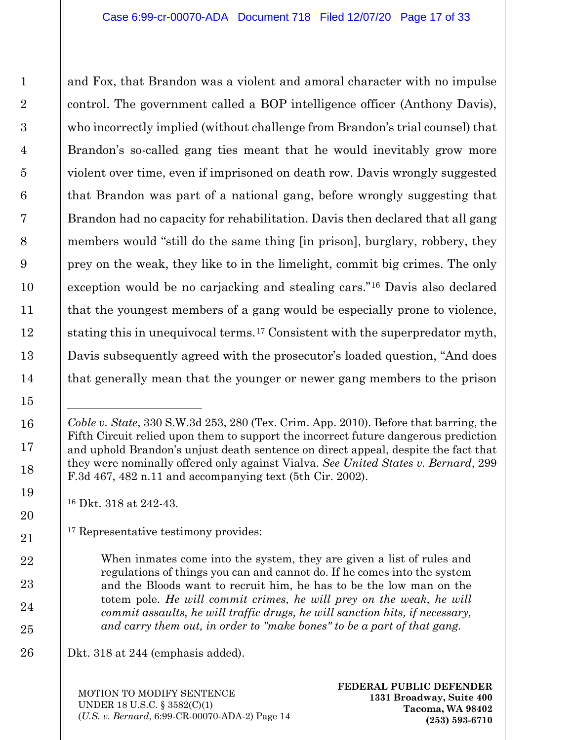and Fox, that Brandon was a violent and amoral character with no impulse control. The government called a BOP intelligence officer (Anthony Davis), who incorrectly implied (without challenge from Brandon's trial counsel) that Brandon's so-called gang ties meant that he would inevitably grow more violent over time, even if imprisoned on death row. Davis wrongly suggested that Brandon was part of a national gang, before wrongly suggesting that Brandon had no capacity for rehabilitation. Davis then declared that all gang members would "still do the same thing [in prison], burglary, robbery, they prey on the weak, they like to in the limelight, commit big crimes. The only exception would be no carjacking and stealing cars."[16] Davis also declared that the youngest members of a gang would be especially prone to violence, stating this in unequivocal terms.[17] Consistent with the superpredator myth, Davis subsequently agreed with the prosecutor's loaded question, "And does that generally mean that the younger or newer gang members to the prison

---

*Coble v. State*, 330 S.W.3d 253, 280 (Tex. Crim. App. 2010). Before that barring, the Fifth Circuit relied upon them to support the incorrect future dangerous prediction and uphold Brandon's unjust death sentence on direct appeal, despite the fact that they were nominally offered only against Vialva. *See United States v. Bernard*, 299 F.3d 467, 482 n.11 and accompanying text (5th Cir. 2002).

[16] Dkt. 318 at 242-43.

[17] Representative testimony provides:

> When inmates come into the system, they are given a list of rules and regulations of things you can and cannot do. If he comes into the system and the Bloods want to recruit him, he has to be the low man on the totem pole. *He will commit crimes, he will prey on the weak, he will commit assaults, he will traffic drugs, he will sanction hits, if necessary, and carry them out, in order to "make bones" to be a part of that gang.*

Dkt. 318 at 244 (emphasis added).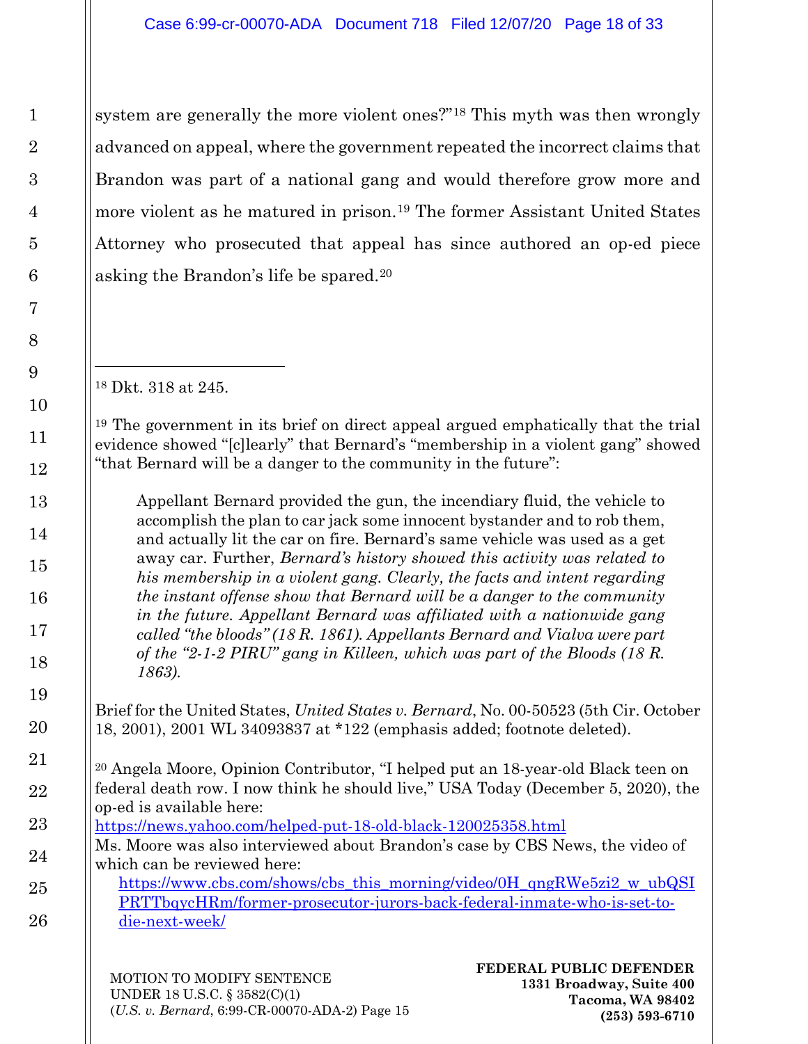system are generally the more violent ones?"[18] This myth was then wrongly advanced on appeal, where the government repeated the incorrect claims that Brandon was part of a national gang and would therefore grow more and more violent as he matured in prison.[19] The former Assistant United States Attorney who prosecuted that appeal has since authored an op-ed piece asking the Brandon's life be spared.[20]

---

[18] Dkt. 318 at 245.

[19] The government in its brief on direct appeal argued emphatically that the trial evidence showed "[c]learly" that Bernard's "membership in a violent gang" showed "that Bernard will be a danger to the community in the future":

> Appellant Bernard provided the gun, the incendiary fluid, the vehicle to accomplish the plan to car jack some innocent bystander and to rob them, and actually lit the car on fire. Bernard's same vehicle was used as a get away car. Further, *Bernard's history showed this activity was related to his membership in a violent gang. Clearly, the facts and intent regarding the instant offense show that Bernard will be a danger to the community in the future. Appellant Bernard was affiliated with a nationwide gang called "the bloods" (18 R. 1861). Appellants Bernard and Vialva were part of the "2-1-2 PIRU" gang in Killeen, which was part of the Bloods (18 R. 1863).*

Brief for the United States, *United States v. Bernard*, No. 00-50523 (5th Cir. October 18, 2001), 2001 WL 34093837 at *122 (emphasis added; footnote deleted).

[20] Angela Moore, Opinion Contributor, "I helped put an 18-year-old Black teen on federal death row. I now think he should live," USA Today (December 5, 2020), the op-ed is available here:
https://news.yahoo.com/helped-put-18-old-black-120025358.html
Ms. Moore was also interviewed about Brandon's case by CBS News, the video of which can be reviewed here:
https://www.cbs.com/shows/cbs_this_morning/video/0H_qngRWe5zi2_w_ubQSIPRTTbqycHRm/former-prosecutor-jurors-back-federal-inmate-who-is-set-to-die-next-week/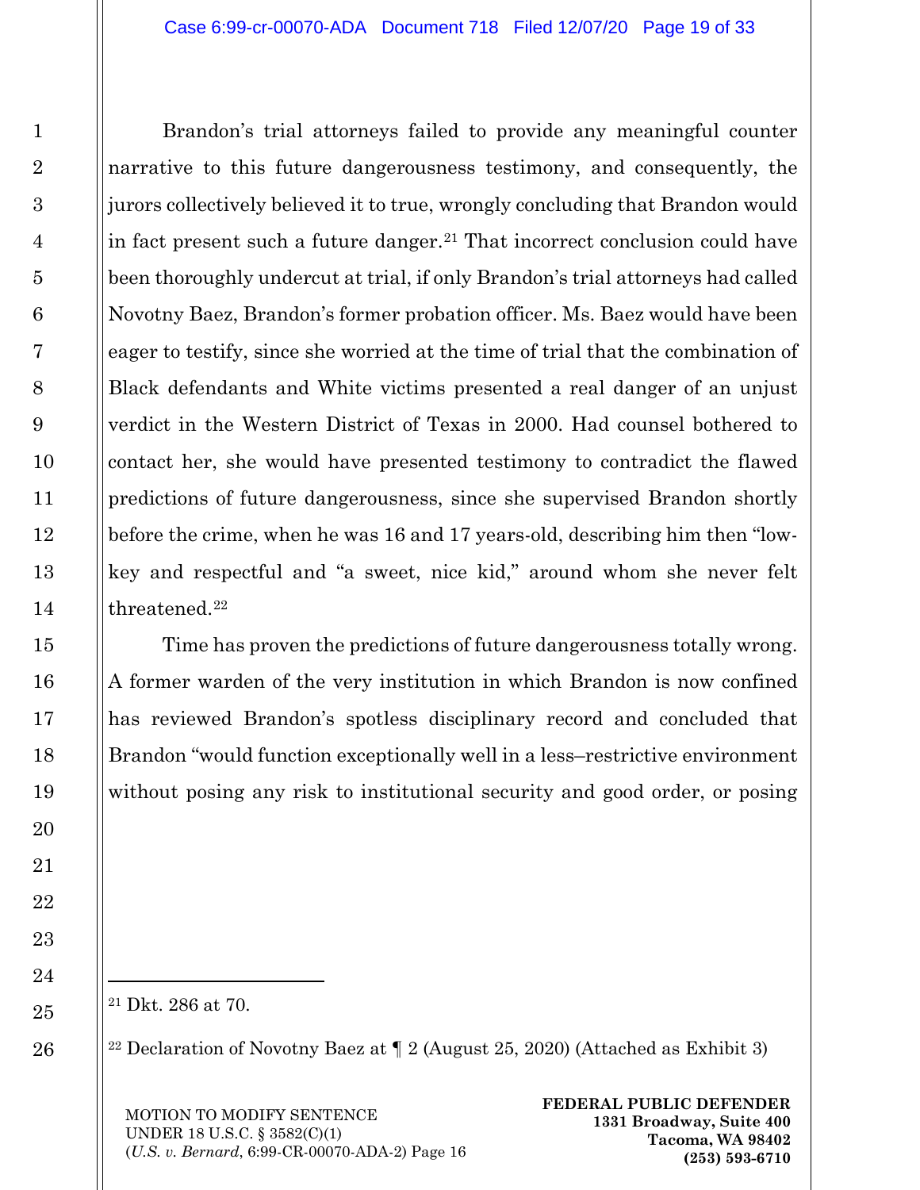Brandon's trial attorneys failed to provide any meaningful counter narrative to this future dangerousness testimony, and consequently, the jurors collectively believed it to true, wrongly concluding that Brandon would in fact present such a future danger.[21] That incorrect conclusion could have been thoroughly undercut at trial, if only Brandon's trial attorneys had called Novotny Baez, Brandon's former probation officer. Ms. Baez would have been eager to testify, since she worried at the time of trial that the combination of Black defendants and White victims presented a real danger of an unjust verdict in the Western District of Texas in 2000. Had counsel bothered to contact her, she would have presented testimony to contradict the flawed predictions of future dangerousness, since she supervised Brandon shortly before the crime, when he was 16 and 17 years-old, describing him then "low-key and respectful and "a sweet, nice kid," around whom she never felt threatened.[22]

Time has proven the predictions of future dangerousness totally wrong. A former warden of the very institution in which Brandon is now confined has reviewed Brandon's spotless disciplinary record and concluded that Brandon "would function exceptionally well in a less–restrictive environment without posing any risk to institutional security and good order, or posing

---

[21] Dkt. 286 at 70.

[22] Declaration of Novotny Baez at ¶ 2 (August 25, 2020) (Attached as Exhibit 3)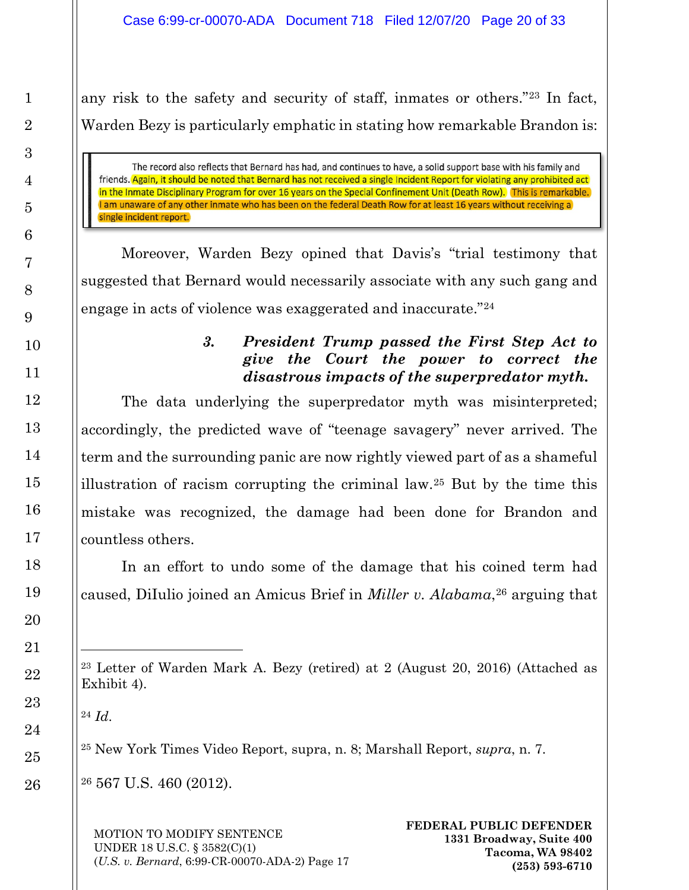any risk to the safety and security of staff, inmates or others."[23] In fact, Warden Bezy is particularly emphatic in stating how remarkable Brandon is:

> The record also reflects that Bernard has had, and continues to have, a solid support base with his family and friends. Again, it should be noted that Bernard has not received a single Incident Report for violating any prohibited act in the Inmate Disciplinary Program for over 16 years on the Special Confinement Unit (Death Row). This is remarkable. I am unaware of any other inmate who has been on the federal Death Row for at least 16 years without receiving a single incident report.

Moreover, Warden Bezy opined that Davis's "trial testimony that suggested that Bernard would necessarily associate with any such gang and engage in acts of violence was exaggerated and inaccurate."[24]

### *3. President Trump passed the First Step Act to give the Court the power to correct the disastrous impacts of the superpredator myth.*

The data underlying the superpredator myth was misinterpreted; accordingly, the predicted wave of "teenage savagery" never arrived. The term and the surrounding panic are now rightly viewed part of as a shameful illustration of racism corrupting the criminal law.[25] But by the time this mistake was recognized, the damage had been done for Brandon and countless others.

In an effort to undo some of the damage that his coined term had caused, DiIulio joined an Amicus Brief in *Miller v. Alabama*,[26] arguing that

---

[23] Letter of Warden Mark A. Bezy (retired) at 2 (August 20, 2016) (Attached as Exhibit 4).

[24] *Id.*

[25] New York Times Video Report, supra, n. 8; Marshall Report, *supra*, n. 7.

[26] 567 U.S. 460 (2012).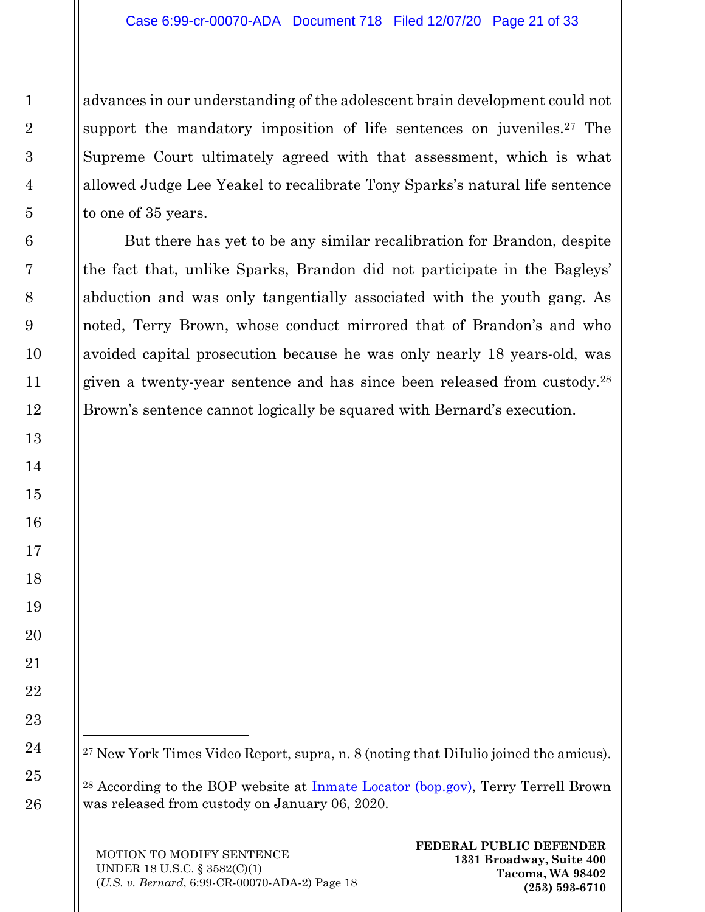advances in our understanding of the adolescent brain development could not support the mandatory imposition of life sentences on juveniles.[27] The Supreme Court ultimately agreed with that assessment, which is what allowed Judge Lee Yeakel to recalibrate Tony Sparks's natural life sentence to one of 35 years.

But there has yet to be any similar recalibration for Brandon, despite the fact that, unlike Sparks, Brandon did not participate in the Bagleys' abduction and was only tangentially associated with the youth gang. As noted, Terry Brown, whose conduct mirrored that of Brandon's and who avoided capital prosecution because he was only nearly 18 years-old, was given a twenty-year sentence and has since been released from custody.[28] Brown's sentence cannot logically be squared with Bernard's execution.

---

[27] New York Times Video Report, supra, n. 8 (noting that DiIulio joined the amicus).

[28] According to the BOP website at Inmate Locator (bop.gov), Terry Terrell Brown was released from custody on January 06, 2020.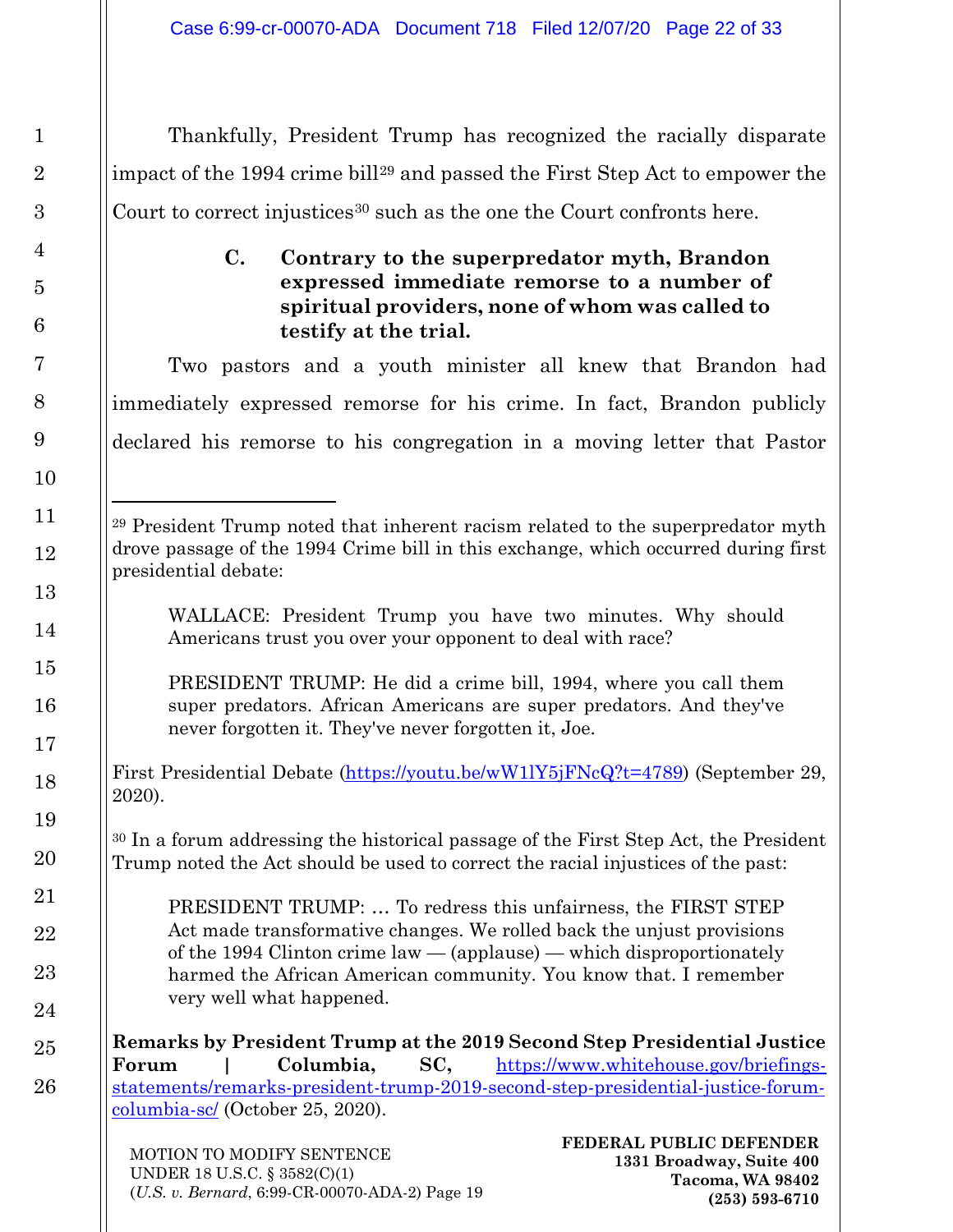Thankfully, President Trump has recognized the racially disparate impact of the 1994 crime bill[29] and passed the First Step Act to empower the Court to correct injustices[30] such as the one the Court confronts here.

### C. Contrary to the superpredator myth, Brandon expressed immediate remorse to a number of spiritual providers, none of whom was called to testify at the trial.

Two pastors and a youth minister all knew that Brandon had immediately expressed remorse for his crime. In fact, Brandon publicly declared his remorse to his congregation in a moving letter that Pastor

---

[29] President Trump noted that inherent racism related to the superpredator myth drove passage of the 1994 Crime bill in this exchange, which occurred during first presidential debate:

> WALLACE: President Trump you have two minutes. Why should Americans trust you over your opponent to deal with race?
>
> PRESIDENT TRUMP: He did a crime bill, 1994, where you call them super predators. African Americans are super predators. And they've never forgotten it. They've never forgotten it, Joe.

First Presidential Debate (https://youtu.be/wW1lY5jFNcQ?t=4789) (September 29, 2020).

[30] In a forum addressing the historical passage of the First Step Act, the President Trump noted the Act should be used to correct the racial injustices of the past:

> PRESIDENT TRUMP: … To redress this unfairness, the FIRST STEP Act made transformative changes. We rolled back the unjust provisions of the 1994 Clinton crime law — (applause) — which disproportionately harmed the African American community. You know that. I remember very well what happened.

**Remarks by President Trump at the 2019 Second Step Presidential Justice Forum | Columbia, SC,** https://www.whitehouse.gov/briefings-statements/remarks-president-trump-2019-second-step-presidential-justice-forum-columbia-sc/ (October 25, 2020).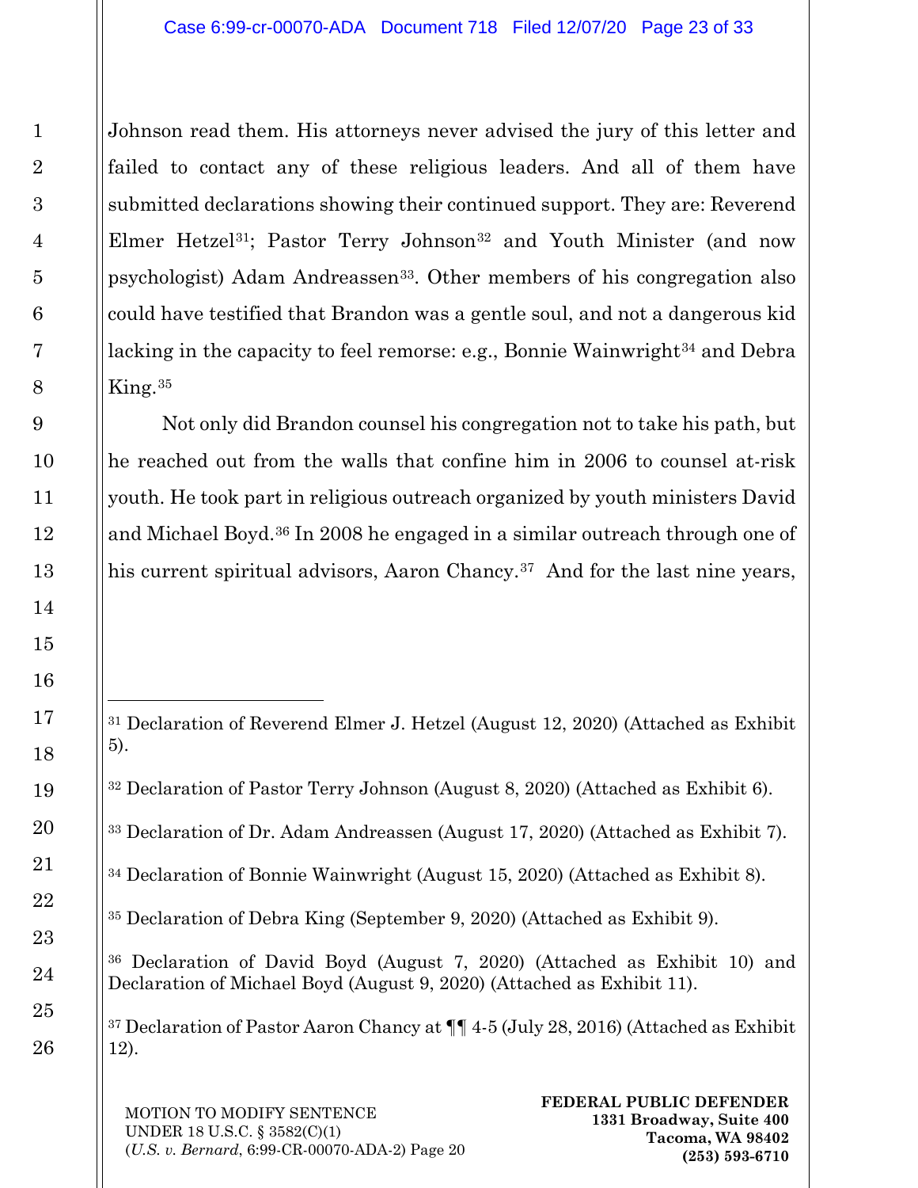Johnson read them. His attorneys never advised the jury of this letter and failed to contact any of these religious leaders. And all of them have submitted declarations showing their continued support. They are: Reverend Elmer Hetzel[31]; Pastor Terry Johnson[32] and Youth Minister (and now psychologist) Adam Andreassen[33]. Other members of his congregation also could have testified that Brandon was a gentle soul, and not a dangerous kid lacking in the capacity to feel remorse: e.g., Bonnie Wainwright[34] and Debra King.[35]

Not only did Brandon counsel his congregation not to take his path, but he reached out from the walls that confine him in 2006 to counsel at-risk youth. He took part in religious outreach organized by youth ministers David and Michael Boyd.[36] In 2008 he engaged in a similar outreach through one of his current spiritual advisors, Aaron Chancy.[37] And for the last nine years,

---

[31] Declaration of Reverend Elmer J. Hetzel (August 12, 2020) (Attached as Exhibit 5).

[32] Declaration of Pastor Terry Johnson (August 8, 2020) (Attached as Exhibit 6).

[33] Declaration of Dr. Adam Andreassen (August 17, 2020) (Attached as Exhibit 7).

[34] Declaration of Bonnie Wainwright (August 15, 2020) (Attached as Exhibit 8).

[35] Declaration of Debra King (September 9, 2020) (Attached as Exhibit 9).

[36] Declaration of David Boyd (August 7, 2020) (Attached as Exhibit 10) and Declaration of Michael Boyd (August 9, 2020) (Attached as Exhibit 11).

[37] Declaration of Pastor Aaron Chancy at ¶¶ 4-5 (July 28, 2016) (Attached as Exhibit 12).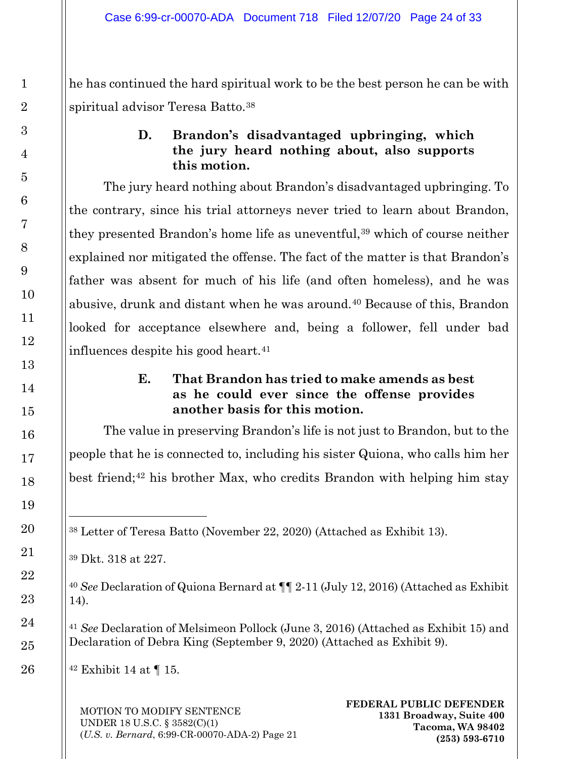he has continued the hard spiritual work to be the best person he can be with spiritual advisor Teresa Batto.[38]

### D. Brandon's disadvantaged upbringing, which the jury heard nothing about, also supports this motion.

The jury heard nothing about Brandon's disadvantaged upbringing. To the contrary, since his trial attorneys never tried to learn about Brandon, they presented Brandon's home life as uneventful,[39] which of course neither explained nor mitigated the offense. The fact of the matter is that Brandon's father was absent for much of his life (and often homeless), and he was abusive, drunk and distant when he was around.[40] Because of this, Brandon looked for acceptance elsewhere and, being a follower, fell under bad influences despite his good heart.[41]

### E. That Brandon has tried to make amends as best as he could ever since the offense provides another basis for this motion.

The value in preserving Brandon's life is not just to Brandon, but to the people that he is connected to, including his sister Quiona, who calls him her best friend;[42] his brother Max, who credits Brandon with helping him stay

---

[38] Letter of Teresa Batto (November 22, 2020) (Attached as Exhibit 13).

[39] Dkt. 318 at 227.

[40] *See* Declaration of Quiona Bernard at ¶¶ 2-11 (July 12, 2016) (Attached as Exhibit 14).

[41] *See* Declaration of Melsimeon Pollock (June 3, 2016) (Attached as Exhibit 15) and Declaration of Debra King (September 9, 2020) (Attached as Exhibit 9).

[42] Exhibit 14 at ¶ 15.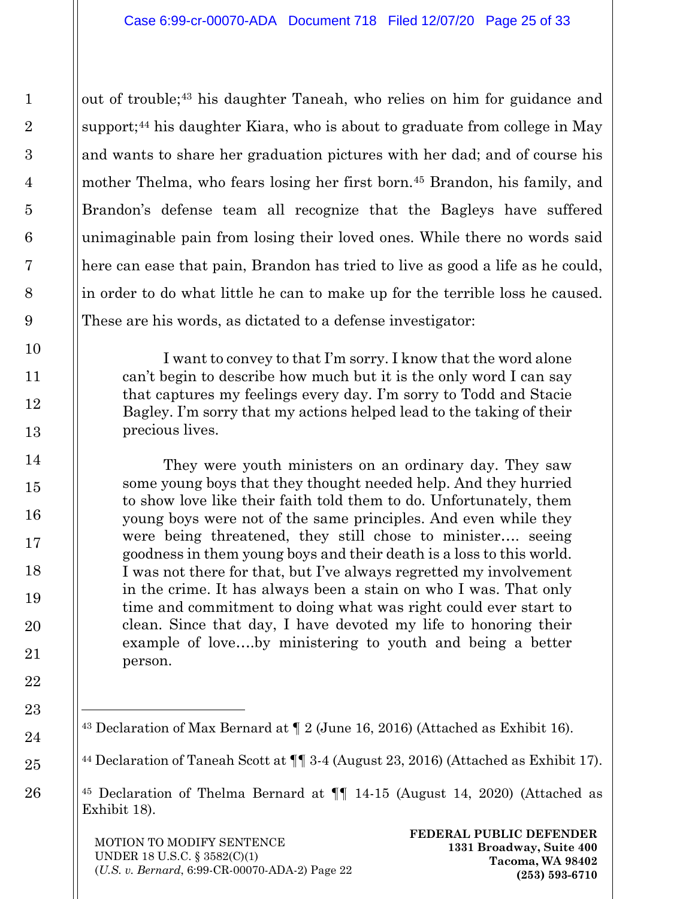out of trouble;[43] his daughter Taneah, who relies on him for guidance and support;[44] his daughter Kiara, who is about to graduate from college in May and wants to share her graduation pictures with her dad; and of course his mother Thelma, who fears losing her first born.[45] Brandon, his family, and Brandon's defense team all recognize that the Bagleys have suffered unimaginable pain from losing their loved ones. While there no words said here can ease that pain, Brandon has tried to live as good a life as he could, in order to do what little he can to make up for the terrible loss he caused. These are his words, as dictated to a defense investigator:

> I want to convey to that I'm sorry. I know that the word alone can't begin to describe how much but it is the only word I can say that captures my feelings every day. I'm sorry to Todd and Stacie Bagley. I'm sorry that my actions helped lead to the taking of their precious lives.
>
> They were youth ministers on an ordinary day. They saw some young boys that they thought needed help. And they hurried to show love like their faith told them to do. Unfortunately, them young boys were not of the same principles. And even while they were being threatened, they still chose to minister…. seeing goodness in them young boys and their death is a loss to this world. I was not there for that, but I've always regretted my involvement in the crime. It has always been a stain on who I was. That only time and commitment to doing what was right could ever start to clean. Since that day, I have devoted my life to honoring their example of love….by ministering to youth and being a better person.

---

[43] Declaration of Max Bernard at ¶ 2 (June 16, 2016) (Attached as Exhibit 16).

[44] Declaration of Taneah Scott at ¶¶ 3-4 (August 23, 2016) (Attached as Exhibit 17).

[45] Declaration of Thelma Bernard at ¶¶ 14-15 (August 14, 2020) (Attached as Exhibit 18).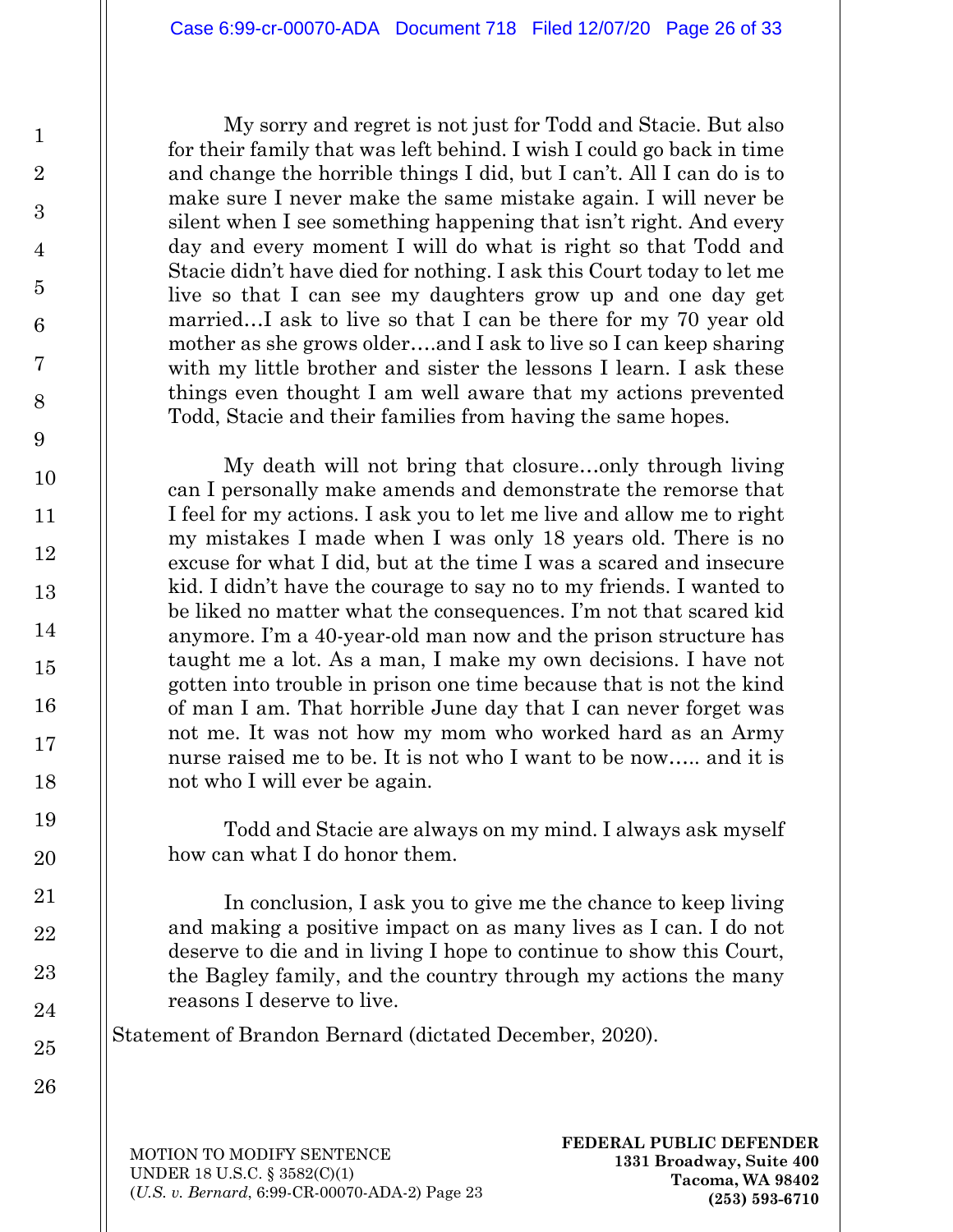My sorry and regret is not just for Todd and Stacie. But also for their family that was left behind. I wish I could go back in time and change the horrible things I did, but I can't. All I can do is to make sure I never make the same mistake again. I will never be silent when I see something happening that isn't right. And every day and every moment I will do what is right so that Todd and Stacie didn't have died for nothing. I ask this Court today to let me live so that I can see my daughters grow up and one day get married…I ask to live so that I can be there for my 70 year old mother as she grows older….and I ask to live so I can keep sharing with my little brother and sister the lessons I learn. I ask these things even thought I am well aware that my actions prevented Todd, Stacie and their families from having the same hopes.

My death will not bring that closure…only through living can I personally make amends and demonstrate the remorse that I feel for my actions. I ask you to let me live and allow me to right my mistakes I made when I was only 18 years old. There is no excuse for what I did, but at the time I was a scared and insecure kid. I didn't have the courage to say no to my friends. I wanted to be liked no matter what the consequences. I'm not that scared kid anymore. I'm a 40-year-old man now and the prison structure has taught me a lot. As a man, I make my own decisions. I have not gotten into trouble in prison one time because that is not the kind of man I am. That horrible June day that I can never forget was not me. It was not how my mom who worked hard as an Army nurse raised me to be. It is not who I want to be now….. and it is not who I will ever be again.

Todd and Stacie are always on my mind. I always ask myself how can what I do honor them.

In conclusion, I ask you to give me the chance to keep living and making a positive impact on as many lives as I can. I do not deserve to die and in living I hope to continue to show this Court, the Bagley family, and the country through my actions the many reasons I deserve to live.

Statement of Brandon Bernard (dictated December, 2020).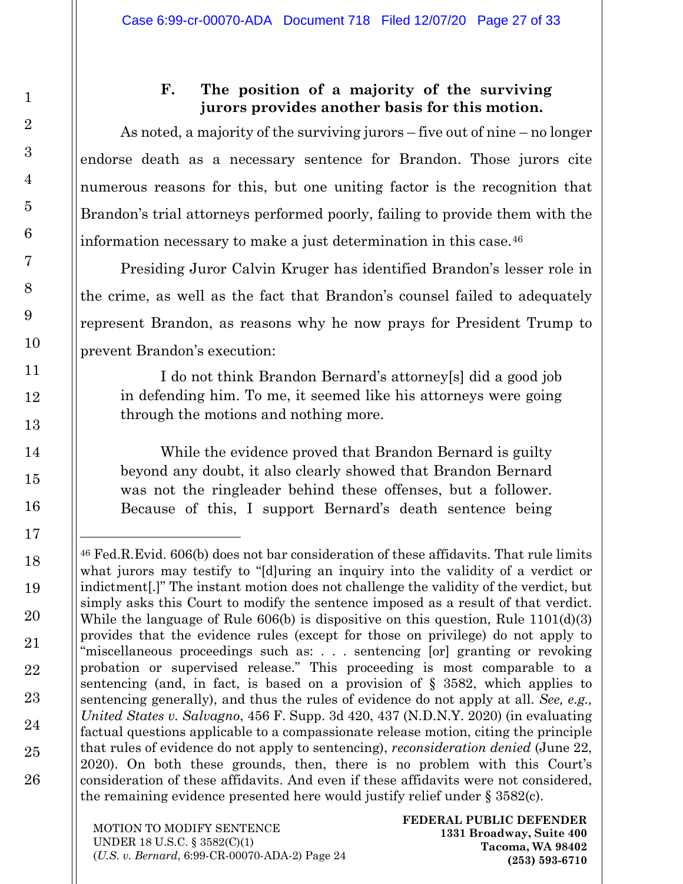### F. The position of a majority of the surviving jurors provides another basis for this motion.

As noted, a majority of the surviving jurors – five out of nine – no longer endorse death as a necessary sentence for Brandon. Those jurors cite numerous reasons for this, but one uniting factor is the recognition that Brandon's trial attorneys performed poorly, failing to provide them with the information necessary to make a just determination in this case.[46]

Presiding Juror Calvin Kruger has identified Brandon's lesser role in the crime, as well as the fact that Brandon's counsel failed to adequately represent Brandon, as reasons why he now prays for President Trump to prevent Brandon's execution:

> I do not think Brandon Bernard's attorney[s] did a good job in defending him. To me, it seemed like his attorneys were going through the motions and nothing more.
>
> While the evidence proved that Brandon Bernard is guilty beyond any doubt, it also clearly showed that Brandon Bernard was not the ringleader behind these offenses, but a follower. Because of this, I support Bernard's death sentence being

---

[46] Fed.R.Evid. 606(b) does not bar consideration of these affidavits. That rule limits what jurors may testify to "[d]uring an inquiry into the validity of a verdict or indictment[.]" The instant motion does not challenge the validity of the verdict, but simply asks this Court to modify the sentence imposed as a result of that verdict. While the language of Rule 606(b) is dispositive on this question, Rule 1101(d)(3) provides that the evidence rules (except for those on privilege) do not apply to "miscellaneous proceedings such as: . . . sentencing [or] granting or revoking probation or supervised release." This proceeding is most comparable to a sentencing (and, in fact, is based on a provision of § 3582, which applies to sentencing generally), and thus the rules of evidence do not apply at all. *See, e.g., United States v. Salvagno*, 456 F. Supp. 3d 420, 437 (N.D.N.Y. 2020) (in evaluating factual questions applicable to a compassionate release motion, citing the principle that rules of evidence do not apply to sentencing), *reconsideration denied* (June 22, 2020). On both these grounds, then, there is no problem with this Court's consideration of these affidavits. And even if these affidavits were not considered, the remaining evidence presented here would justify relief under § 3582(c).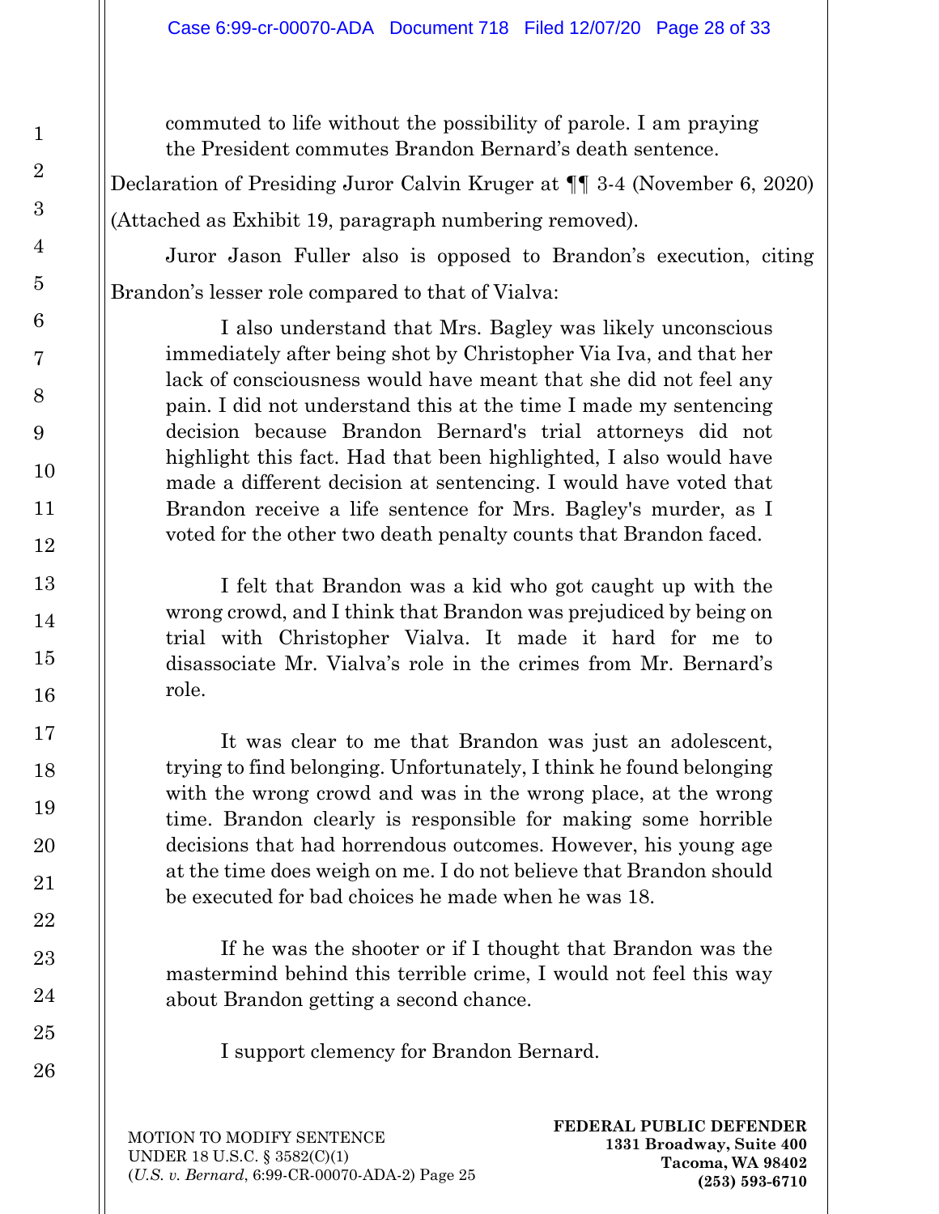> commuted to life without the possibility of parole. I am praying the President commutes Brandon Bernard's death sentence.

Declaration of Presiding Juror Calvin Kruger at ¶¶ 3-4 (November 6, 2020) (Attached as Exhibit 19, paragraph numbering removed).

Juror Jason Fuller also is opposed to Brandon's execution, citing Brandon's lesser role compared to that of Vialva:

> I also understand that Mrs. Bagley was likely unconscious immediately after being shot by Christopher Via Iva, and that her lack of consciousness would have meant that she did not feel any pain. I did not understand this at the time I made my sentencing decision because Brandon Bernard's trial attorneys did not highlight this fact. Had that been highlighted, I also would have made a different decision at sentencing. I would have voted that Brandon receive a life sentence for Mrs. Bagley's murder, as I voted for the other two death penalty counts that Brandon faced.
>
> I felt that Brandon was a kid who got caught up with the wrong crowd, and I think that Brandon was prejudiced by being on trial with Christopher Vialva. It made it hard for me to disassociate Mr. Vialva's role in the crimes from Mr. Bernard's role.
>
> It was clear to me that Brandon was just an adolescent, trying to find belonging. Unfortunately, I think he found belonging with the wrong crowd and was in the wrong place, at the wrong time. Brandon clearly is responsible for making some horrible decisions that had horrendous outcomes. However, his young age at the time does weigh on me. I do not believe that Brandon should be executed for bad choices he made when he was 18.
>
> If he was the shooter or if I thought that Brandon was the mastermind behind this terrible crime, I would not feel this way about Brandon getting a second chance.
>
> I support clemency for Brandon Bernard.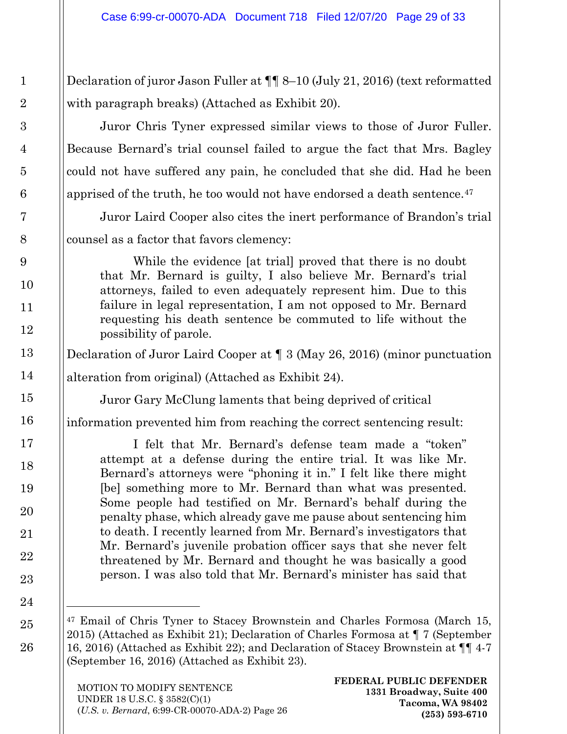Declaration of juror Jason Fuller at ¶¶ 8–10 (July 21, 2016) (text reformatted with paragraph breaks) (Attached as Exhibit 20).

Juror Chris Tyner expressed similar views to those of Juror Fuller. Because Bernard's trial counsel failed to argue the fact that Mrs. Bagley could not have suffered any pain, he concluded that she did. Had he been apprised of the truth, he too would not have endorsed a death sentence.[47]

Juror Laird Cooper also cites the inert performance of Brandon's trial counsel as a factor that favors clemency:

> While the evidence [at trial] proved that there is no doubt that Mr. Bernard is guilty, I also believe Mr. Bernard's trial attorneys, failed to even adequately represent him. Due to this failure in legal representation, I am not opposed to Mr. Bernard requesting his death sentence be commuted to life without the possibility of parole.

Declaration of Juror Laird Cooper at ¶ 3 (May 26, 2016) (minor punctuation alteration from original) (Attached as Exhibit 24).

Juror Gary McClung laments that being deprived of critical information prevented him from reaching the correct sentencing result:

> I felt that Mr. Bernard's defense team made a "token" attempt at a defense during the entire trial. It was like Mr. Bernard's attorneys were "phoning it in." I felt like there might [be] something more to Mr. Bernard than what was presented. Some people had testified on Mr. Bernard's behalf during the penalty phase, which already gave me pause about sentencing him to death. I recently learned from Mr. Bernard's investigators that Mr. Bernard's juvenile probation officer says that she never felt threatened by Mr. Bernard and thought he was basically a good person. I was also told that Mr. Bernard's minister has said that

---

[47] Email of Chris Tyner to Stacey Brownstein and Charles Formosa (March 15, 2015) (Attached as Exhibit 21); Declaration of Charles Formosa at ¶ 7 (September 16, 2016) (Attached as Exhibit 22); and Declaration of Stacey Brownstein at ¶¶ 4-7 (September 16, 2016) (Attached as Exhibit 23).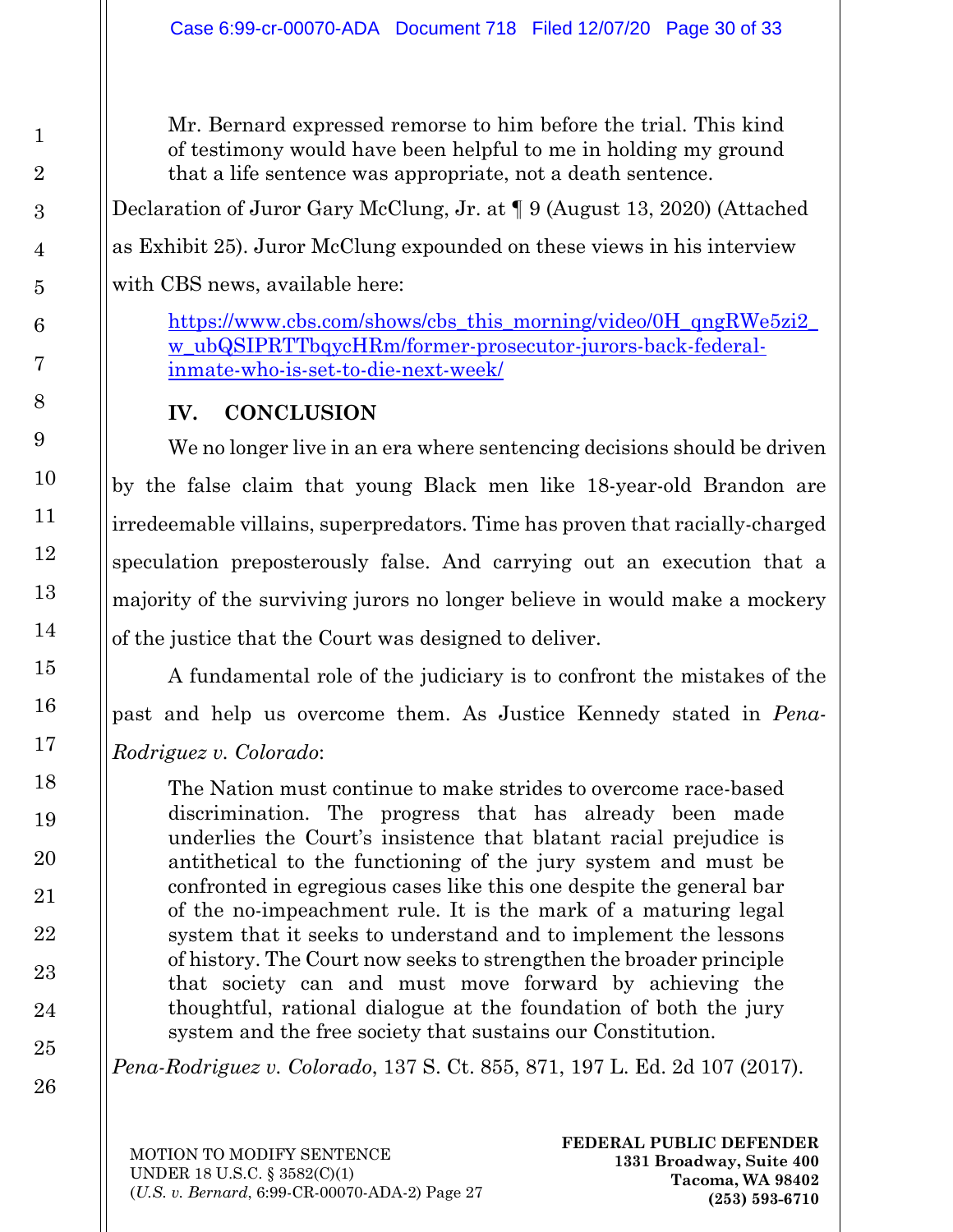> Mr. Bernard expressed remorse to him before the trial. This kind of testimony would have been helpful to me in holding my ground that a life sentence was appropriate, not a death sentence.

Declaration of Juror Gary McClung, Jr. at ¶ 9 (August 13, 2020) (Attached as Exhibit 25). Juror McClung expounded on these views in his interview with CBS news, available here:

> https://www.cbs.com/shows/cbs_this_morning/video/0H_qngRWe5zi2_w_ubQSIPRTTbqycHRm/former-prosecutor-jurors-back-federal-inmate-who-is-set-to-die-next-week/

## IV. CONCLUSION

We no longer live in an era where sentencing decisions should be driven by the false claim that young Black men like 18-year-old Brandon are irredeemable villains, superpredators. Time has proven that racially-charged speculation preposterously false. And carrying out an execution that a majority of the surviving jurors no longer believe in would make a mockery of the justice that the Court was designed to deliver.

A fundamental role of the judiciary is to confront the mistakes of the past and help us overcome them. As Justice Kennedy stated in *Pena-Rodriguez v. Colorado*:

> The Nation must continue to make strides to overcome race-based discrimination. The progress that has already been made underlies the Court's insistence that blatant racial prejudice is antithetical to the functioning of the jury system and must be confronted in egregious cases like this one despite the general bar of the no-impeachment rule. It is the mark of a maturing legal system that it seeks to understand and to implement the lessons of history. The Court now seeks to strengthen the broader principle that society can and must move forward by achieving the thoughtful, rational dialogue at the foundation of both the jury system and the free society that sustains our Constitution.

*Pena-Rodriguez v. Colorado*, 137 S. Ct. 855, 871, 197 L. Ed. 2d 107 (2017).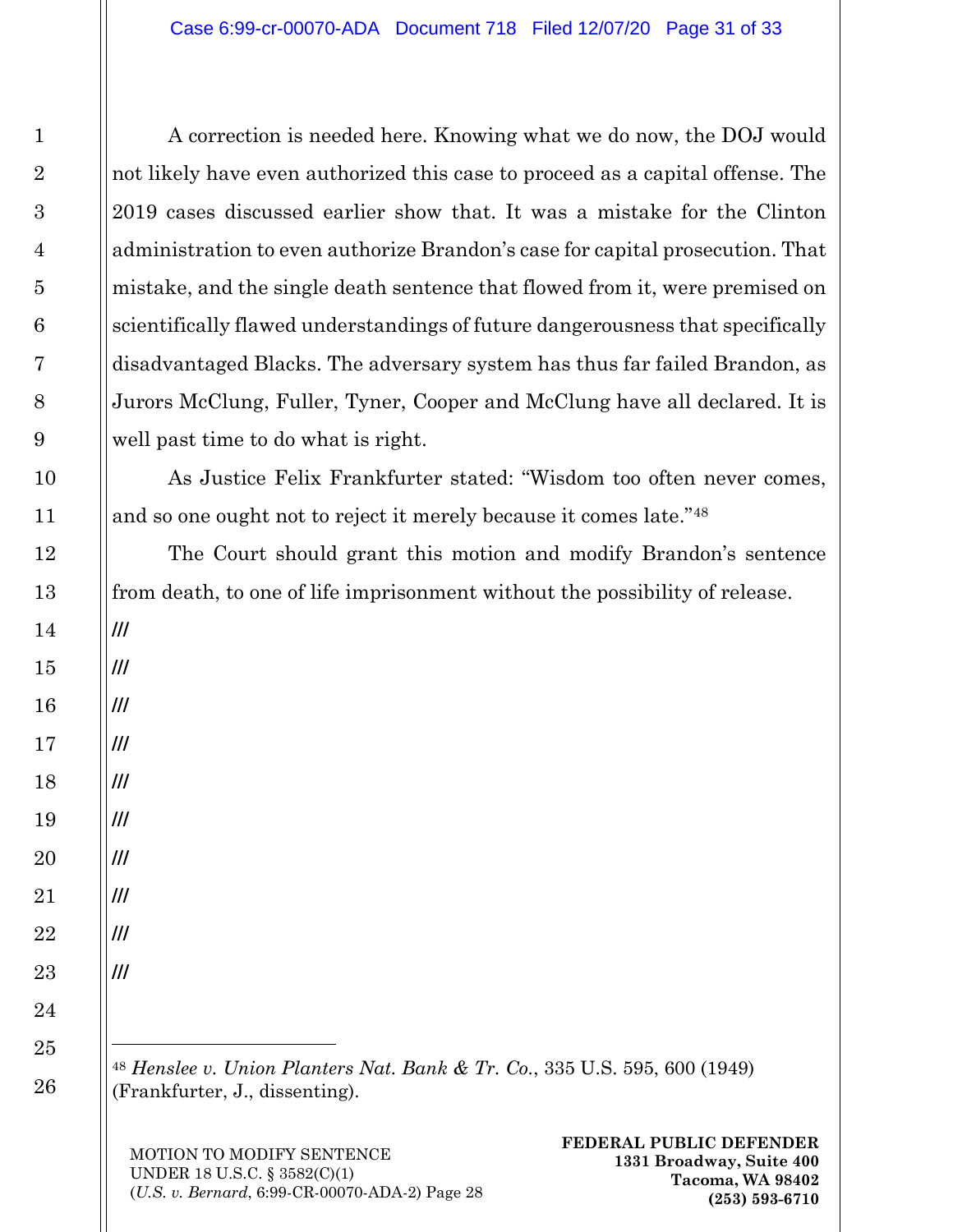A correction is needed here. Knowing what we do now, the DOJ would not likely have even authorized this case to proceed as a capital offense. The 2019 cases discussed earlier show that. It was a mistake for the Clinton administration to even authorize Brandon's case for capital prosecution. That mistake, and the single death sentence that flowed from it, were premised on scientifically flawed understandings of future dangerousness that specifically disadvantaged Blacks. The adversary system has thus far failed Brandon, as Jurors McClung, Fuller, Tyner, Cooper and McClung have all declared. It is well past time to do what is right.

As Justice Felix Frankfurter stated: "Wisdom too often never comes, and so one ought not to reject it merely because it comes late."[48]

The Court should grant this motion and modify Brandon's sentence from death, to one of life imprisonment without the possibility of release.

///

///

///

///

///

///

///

///

///

///

---

[48] *Henslee v. Union Planters Nat. Bank & Tr. Co.*, 335 U.S. 595, 600 (1949) (Frankfurter, J., dissenting).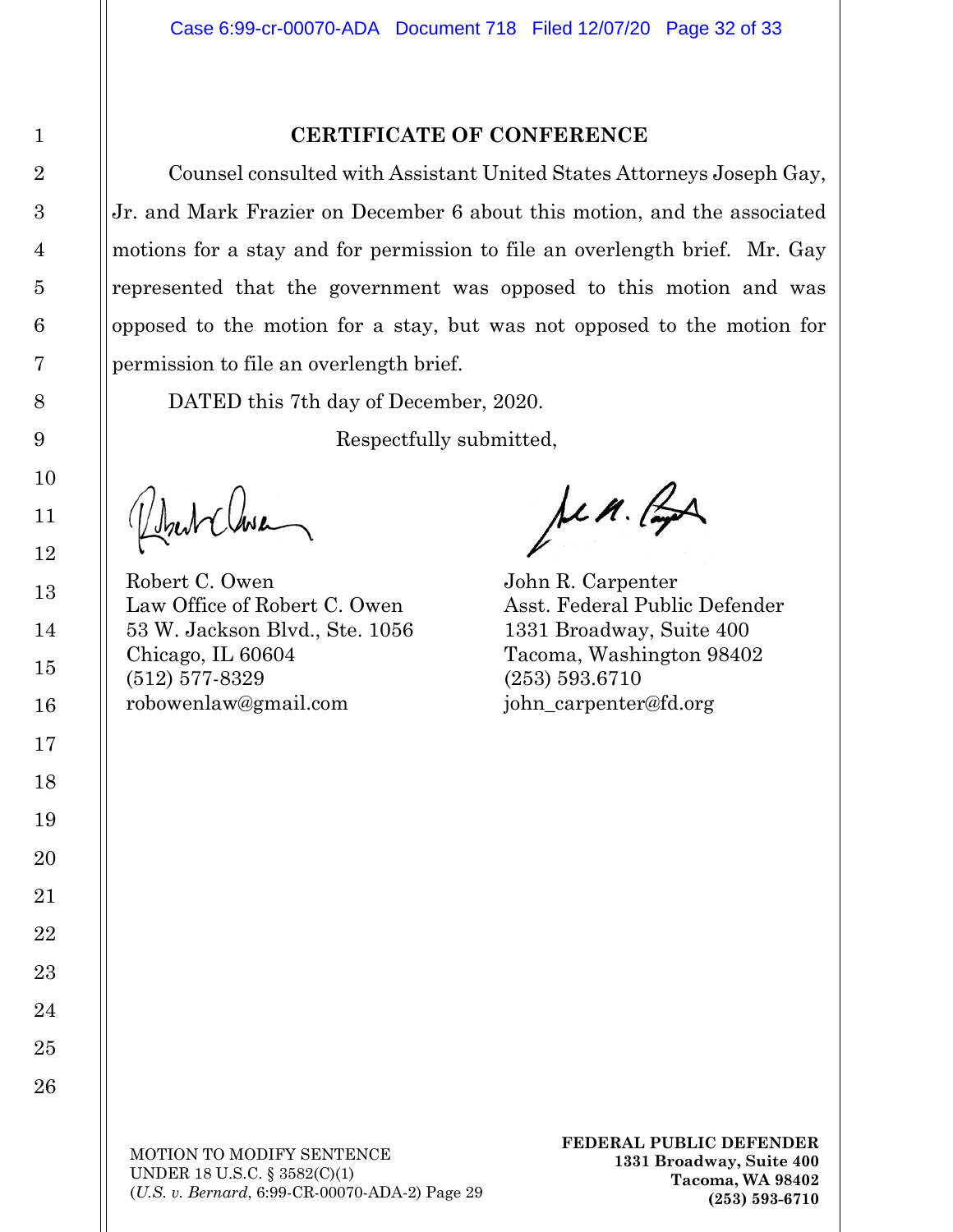## CERTIFICATE OF CONFERENCE

Counsel consulted with Assistant United States Attorneys Joseph Gay, Jr. and Mark Frazier on December 6 about this motion, and the associated motions for a stay and for permission to file an overlength brief. Mr. Gay represented that the government was opposed to this motion and was opposed to the motion for a stay, but was not opposed to the motion for permission to file an overlength brief.

DATED this 7th day of December, 2020.

Respectfully submitted,

Robert C. Owen
Law Office of Robert C. Owen
53 W. Jackson Blvd., Ste. 1056
Chicago, IL 60604
(512) 577-8329
robowenlaw@gmail.com

John R. Carpenter
Asst. Federal Public Defender
1331 Broadway, Suite 400
Tacoma, Washington 98402
(253) 593.6710
john_carpenter@fd.org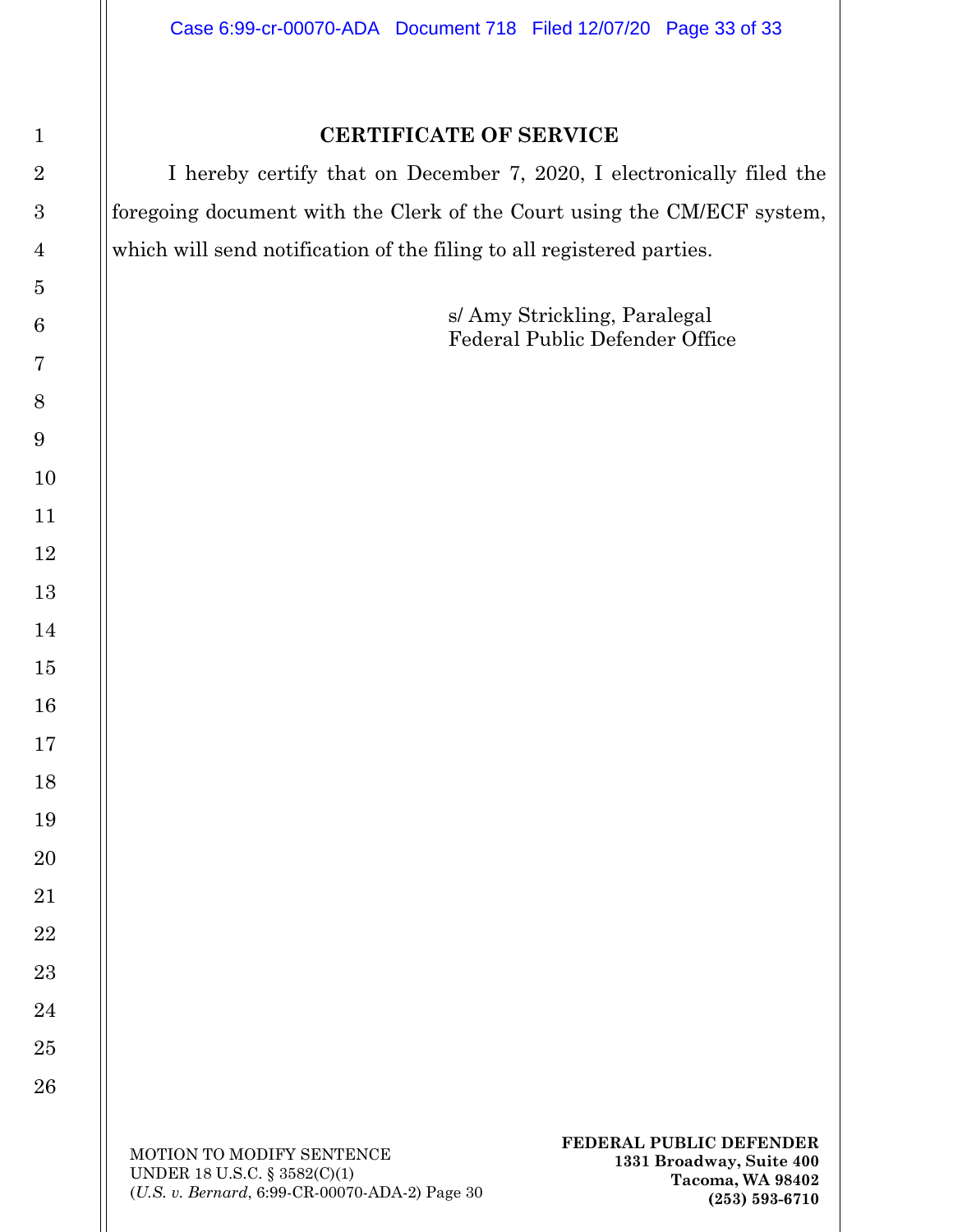**CERTIFICATE OF SERVICE**

I hereby certify that on December 7, 2020, I electronically filed the foregoing document with the Clerk of the Court using the CM/ECF system, which will send notification of the filing to all registered parties.

s/ Amy Strickling, Paralegal
Federal Public Defender Office